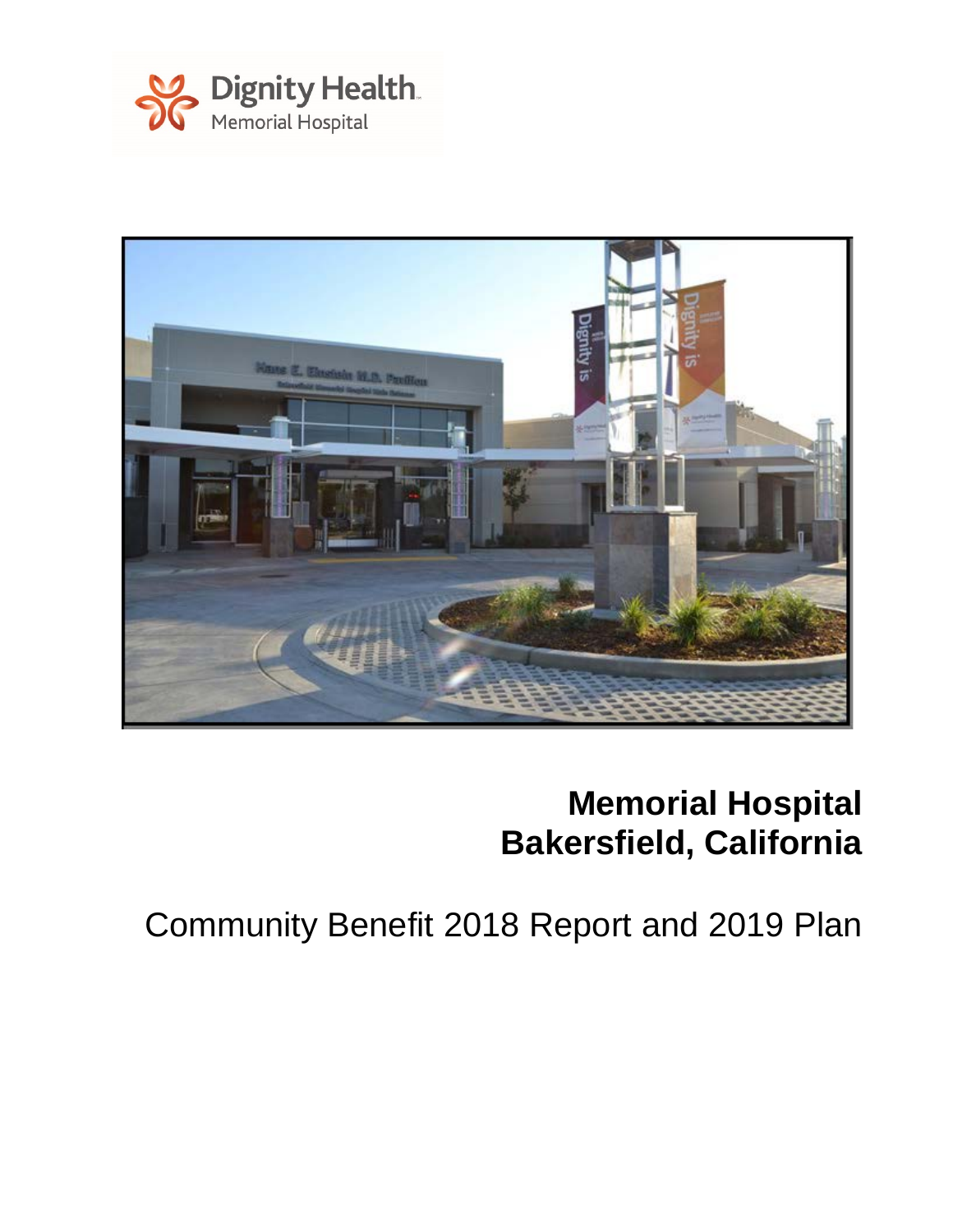Dignity Health
Memorial Hospital

# Memorial Hospital
# Bakersfield, California

## Community Benefit 2018 Report and 2019 Plan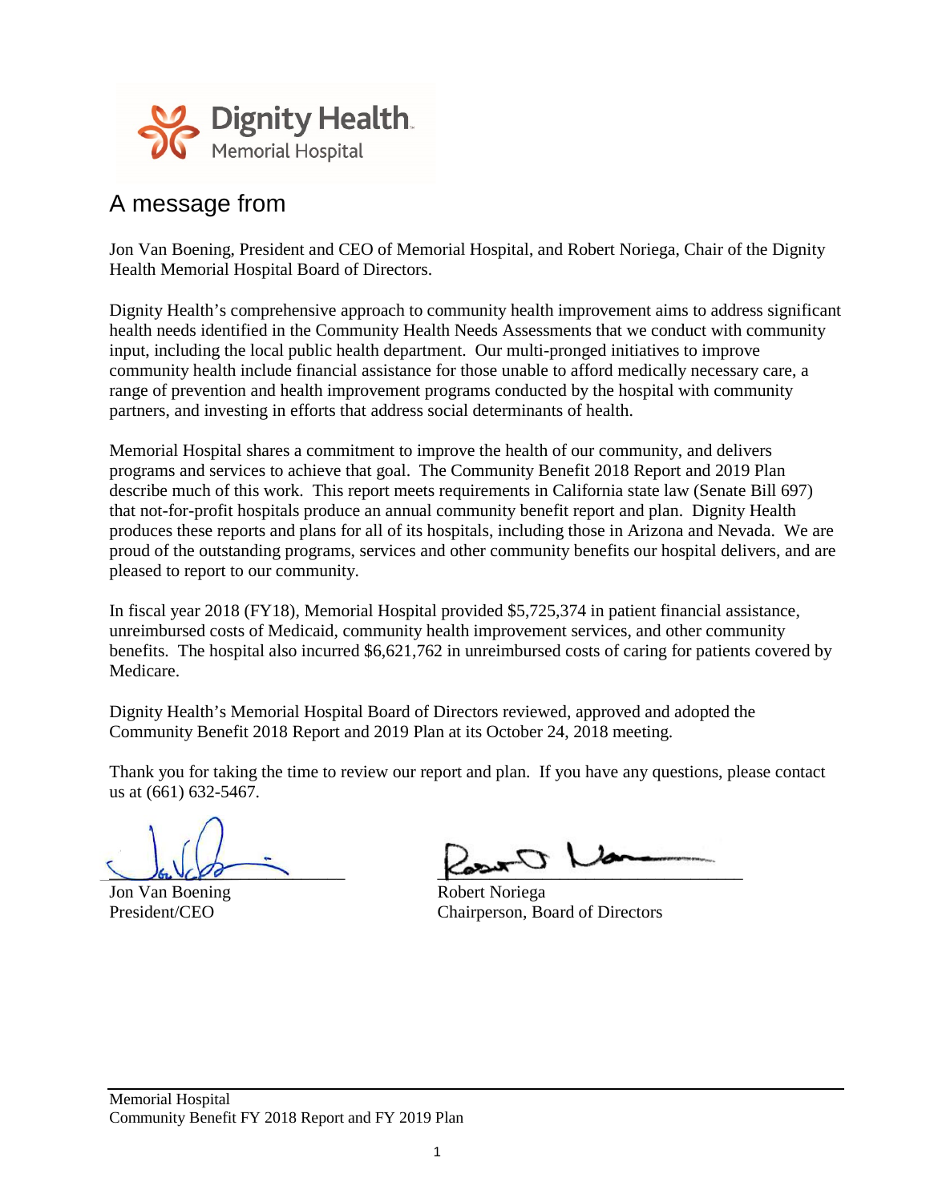Dignity Health.
Memorial Hospital

## A message from

Jon Van Boening, President and CEO of Memorial Hospital, and Robert Noriega, Chair of the Dignity Health Memorial Hospital Board of Directors.

Dignity Health's comprehensive approach to community health improvement aims to address significant health needs identified in the Community Health Needs Assessments that we conduct with community input, including the local public health department. Our multi-pronged initiatives to improve community health include financial assistance for those unable to afford medically necessary care, a range of prevention and health improvement programs conducted by the hospital with community partners, and investing in efforts that address social determinants of health.

Memorial Hospital shares a commitment to improve the health of our community, and delivers programs and services to achieve that goal. The Community Benefit 2018 Report and 2019 Plan describe much of this work. This report meets requirements in California state law (Senate Bill 697) that not-for-profit hospitals produce an annual community benefit report and plan. Dignity Health produces these reports and plans for all of its hospitals, including those in Arizona and Nevada. We are proud of the outstanding programs, services and other community benefits our hospital delivers, and are pleased to report to our community.

In fiscal year 2018 (FY18), Memorial Hospital provided $5,725,374 in patient financial assistance, unreimbursed costs of Medicaid, community health improvement services, and other community benefits. The hospital also incurred $6,621,762 in unreimbursed costs of caring for patients covered by Medicare.

Dignity Health's Memorial Hospital Board of Directors reviewed, approved and adopted the Community Benefit 2018 Report and 2019 Plan at its October 24, 2018 meeting.

Thank you for taking the time to review our report and plan. If you have any questions, please contact us at (661) 632-5467.

| | |
|---|---|
| Jon Van Boening | Robert Noriega |
| President/CEO | Chairperson, Board of Directors |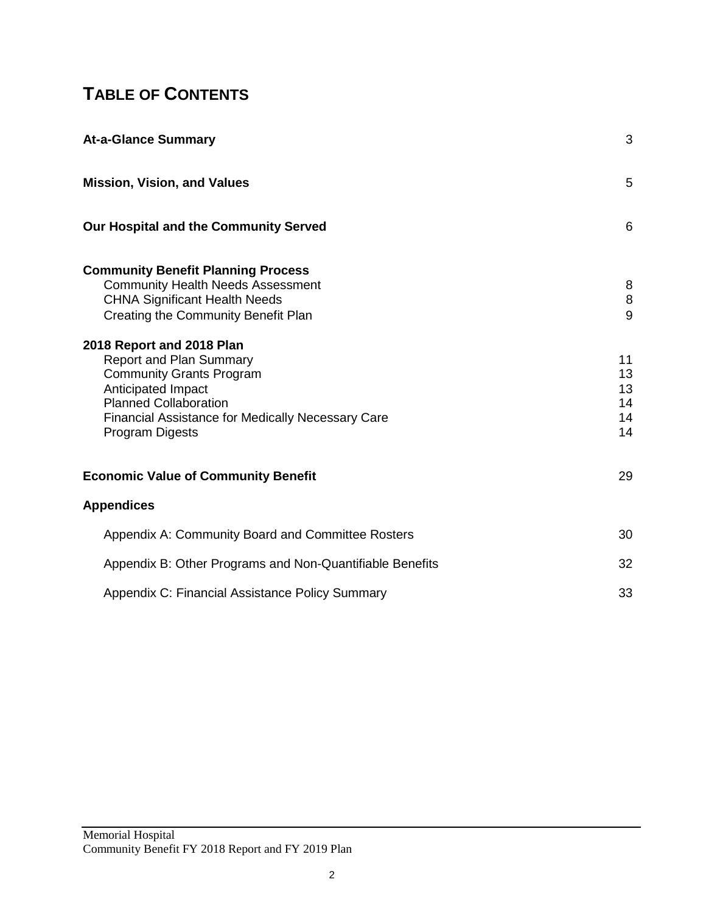# TABLE OF CONTENTS

| | |
|---|---|
| **At-a-Glance Summary** | 3 |
| **Mission, Vision, and Values** | 5 |
| **Our Hospital and the Community Served** | 6 |
| **Community Benefit Planning Process** | |
| Community Health Needs Assessment | 8 |
| CHNA Significant Health Needs | 8 |
| Creating the Community Benefit Plan | 9 |
| **2018 Report and 2018 Plan** | |
| Report and Plan Summary | 11 |
| Community Grants Program | 13 |
| Anticipated Impact | 13 |
| Planned Collaboration | 14 |
| Financial Assistance for Medically Necessary Care | 14 |
| Program Digests | 14 |
| **Economic Value of Community Benefit** | 29 |
| **Appendices** | |
| Appendix A: Community Board and Committee Rosters | 30 |
| Appendix B: Other Programs and Non-Quantifiable Benefits | 32 |
| Appendix C: Financial Assistance Policy Summary | 33 |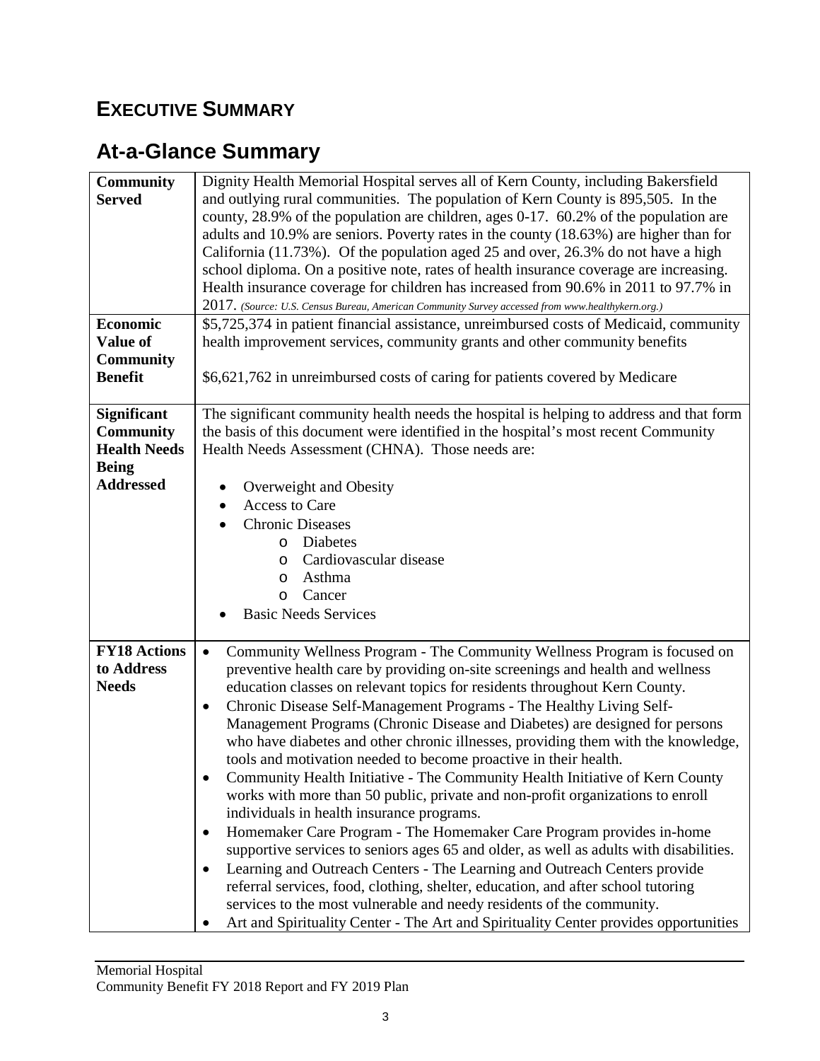# EXECUTIVE SUMMARY

## At-a-Glance Summary

| | |
|---|---|
| **Community Served** | Dignity Health Memorial Hospital serves all of Kern County, including Bakersfield and outlying rural communities. The population of Kern County is 895,505. In the county, 28.9% of the population are children, ages 0-17. 60.2% of the population are adults and 10.9% are seniors. Poverty rates in the county (18.63%) are higher than for California (11.73%). Of the population aged 25 and over, 26.3% do not have a high school diploma. On a positive note, rates of health insurance coverage are increasing. Health insurance coverage for children has increased from 90.6% in 2011 to 97.7% in 2017. *(Source: U.S. Census Bureau, American Community Survey accessed from www.healthykern.org.)* |
| **Economic Value of Community Benefit** | $5,725,374 in patient financial assistance, unreimbursed costs of Medicaid, community health improvement services, community grants and other community benefits<br><br>$6,621,762 in unreimbursed costs of caring for patients covered by Medicare |
| **Significant Community Health Needs Being Addressed** | The significant community health needs the hospital is helping to address and that form the basis of this document were identified in the hospital's most recent Community Health Needs Assessment (CHNA). Those needs are:<br><br>• Overweight and Obesity<br>• Access to Care<br>• Chronic Diseases<br>  o Diabetes<br>  o Cardiovascular disease<br>  o Asthma<br>  o Cancer<br>• Basic Needs Services |
| **FY18 Actions to Address Needs** | • Community Wellness Program - The Community Wellness Program is focused on preventive health care by providing on-site screenings and health and wellness education classes on relevant topics for residents throughout Kern County.<br>• Chronic Disease Self-Management Programs - The Healthy Living Self-Management Programs (Chronic Disease and Diabetes) are designed for persons who have diabetes and other chronic illnesses, providing them with the knowledge, tools and motivation needed to become proactive in their health.<br>• Community Health Initiative - The Community Health Initiative of Kern County works with more than 50 public, private and non-profit organizations to enroll individuals in health insurance programs.<br>• Homemaker Care Program - The Homemaker Care Program provides in-home supportive services to seniors ages 65 and older, as well as adults with disabilities.<br>• Learning and Outreach Centers - The Learning and Outreach Centers provide referral services, food, clothing, shelter, education, and after school tutoring services to the most vulnerable and needy residents of the community.<br>• Art and Spirituality Center - The Art and Spirituality Center provides opportunities |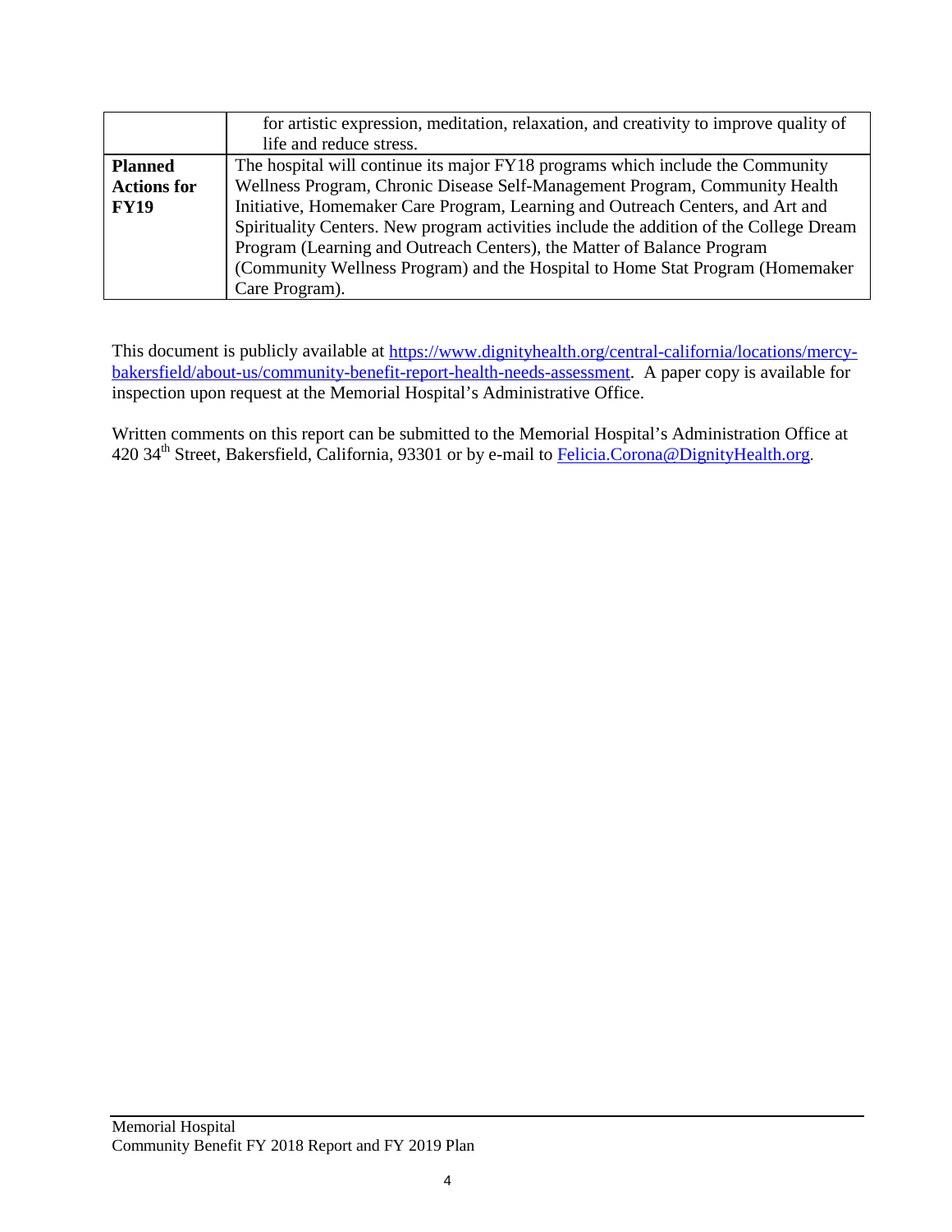| | |
|---|---|
| | for artistic expression, meditation, relaxation, and creativity to improve quality of life and reduce stress. |
| **Planned Actions for FY19** | The hospital will continue its major FY18 programs which include the Community Wellness Program, Chronic Disease Self-Management Program, Community Health Initiative, Homemaker Care Program, Learning and Outreach Centers, and Art and Spirituality Centers. New program activities include the addition of the College Dream Program (Learning and Outreach Centers), the Matter of Balance Program (Community Wellness Program) and the Hospital to Home Stat Program (Homemaker Care Program). |

This document is publicly available at https://www.dignityhealth.org/central-california/locations/mercy-bakersfield/about-us/community-benefit-report-health-needs-assessment. A paper copy is available for inspection upon request at the Memorial Hospital's Administrative Office.

Written comments on this report can be submitted to the Memorial Hospital's Administration Office at 420 34th Street, Bakersfield, California, 93301 or by e-mail to Felicia.Corona@DignityHealth.org.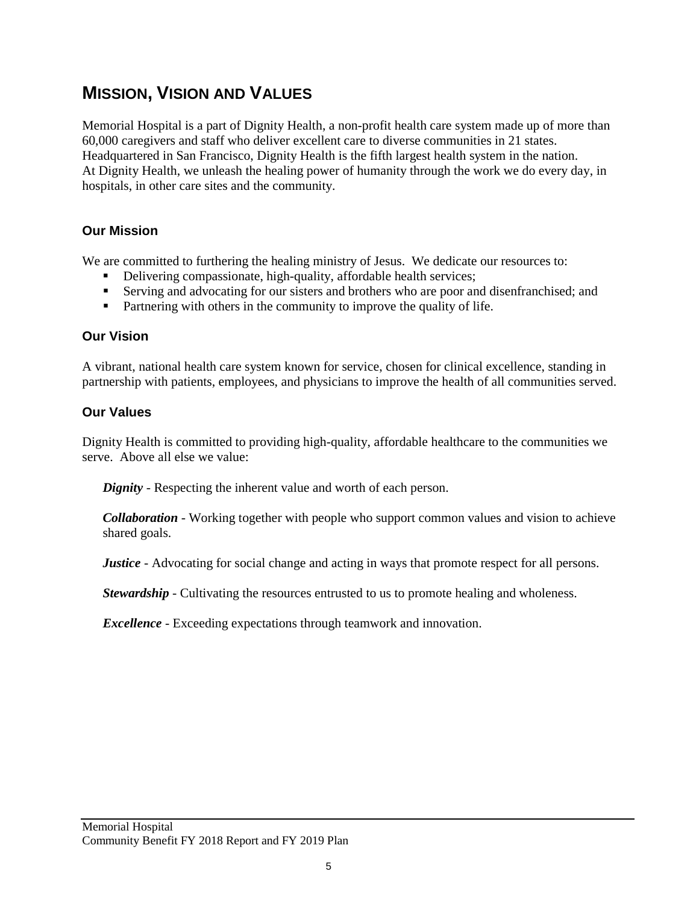# MISSION, VISION AND VALUES

Memorial Hospital is a part of Dignity Health, a non-profit health care system made up of more than 60,000 caregivers and staff who deliver excellent care to diverse communities in 21 states. Headquartered in San Francisco, Dignity Health is the fifth largest health system in the nation. At Dignity Health, we unleash the healing power of humanity through the work we do every day, in hospitals, in other care sites and the community.

## Our Mission

We are committed to furthering the healing ministry of Jesus. We dedicate our resources to:

- Delivering compassionate, high-quality, affordable health services;
- Serving and advocating for our sisters and brothers who are poor and disenfranchised; and
- Partnering with others in the community to improve the quality of life.

## Our Vision

A vibrant, national health care system known for service, chosen for clinical excellence, standing in partnership with patients, employees, and physicians to improve the health of all communities served.

## Our Values

Dignity Health is committed to providing high-quality, affordable healthcare to the communities we serve. Above all else we value:

***Dignity*** - Respecting the inherent value and worth of each person.

***Collaboration*** - Working together with people who support common values and vision to achieve shared goals.

***Justice*** - Advocating for social change and acting in ways that promote respect for all persons.

***Stewardship*** - Cultivating the resources entrusted to us to promote healing and wholeness.

***Excellence*** - Exceeding expectations through teamwork and innovation.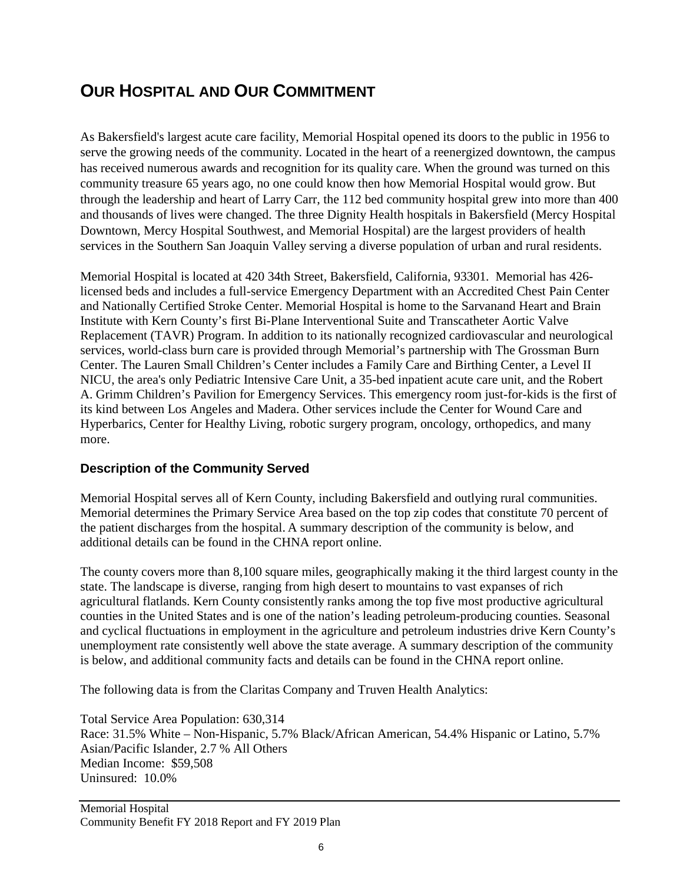# OUR HOSPITAL AND OUR COMMITMENT

As Bakersfield's largest acute care facility, Memorial Hospital opened its doors to the public in 1956 to serve the growing needs of the community. Located in the heart of a reenergized downtown, the campus has received numerous awards and recognition for its quality care. When the ground was turned on this community treasure 65 years ago, no one could know then how Memorial Hospital would grow. But through the leadership and heart of Larry Carr, the 112 bed community hospital grew into more than 400 and thousands of lives were changed. The three Dignity Health hospitals in Bakersfield (Mercy Hospital Downtown, Mercy Hospital Southwest, and Memorial Hospital) are the largest providers of health services in the Southern San Joaquin Valley serving a diverse population of urban and rural residents.

Memorial Hospital is located at 420 34th Street, Bakersfield, California, 93301. Memorial has 426-licensed beds and includes a full-service Emergency Department with an Accredited Chest Pain Center and Nationally Certified Stroke Center. Memorial Hospital is home to the Sarvanand Heart and Brain Institute with Kern County's first Bi-Plane Interventional Suite and Transcatheter Aortic Valve Replacement (TAVR) Program. In addition to its nationally recognized cardiovascular and neurological services, world-class burn care is provided through Memorial's partnership with The Grossman Burn Center. The Lauren Small Children's Center includes a Family Care and Birthing Center, a Level II NICU, the area's only Pediatric Intensive Care Unit, a 35-bed inpatient acute care unit, and the Robert A. Grimm Children's Pavilion for Emergency Services. This emergency room just-for-kids is the first of its kind between Los Angeles and Madera. Other services include the Center for Wound Care and Hyperbarics, Center for Healthy Living, robotic surgery program, oncology, orthopedics, and many more.

### Description of the Community Served

Memorial Hospital serves all of Kern County, including Bakersfield and outlying rural communities. Memorial determines the Primary Service Area based on the top zip codes that constitute 70 percent of the patient discharges from the hospital. A summary description of the community is below, and additional details can be found in the CHNA report online.

The county covers more than 8,100 square miles, geographically making it the third largest county in the state. The landscape is diverse, ranging from high desert to mountains to vast expanses of rich agricultural flatlands. Kern County consistently ranks among the top five most productive agricultural counties in the United States and is one of the nation's leading petroleum-producing counties. Seasonal and cyclical fluctuations in employment in the agriculture and petroleum industries drive Kern County's unemployment rate consistently well above the state average. A summary description of the community is below, and additional community facts and details can be found in the CHNA report online.

The following data is from the Claritas Company and Truven Health Analytics:

Total Service Area Population: 630,314
Race: 31.5% White – Non-Hispanic, 5.7% Black/African American, 54.4% Hispanic or Latino, 5.7% Asian/Pacific Islander, 2.7 % All Others
Median Income: $59,508
Uninsured: 10.0%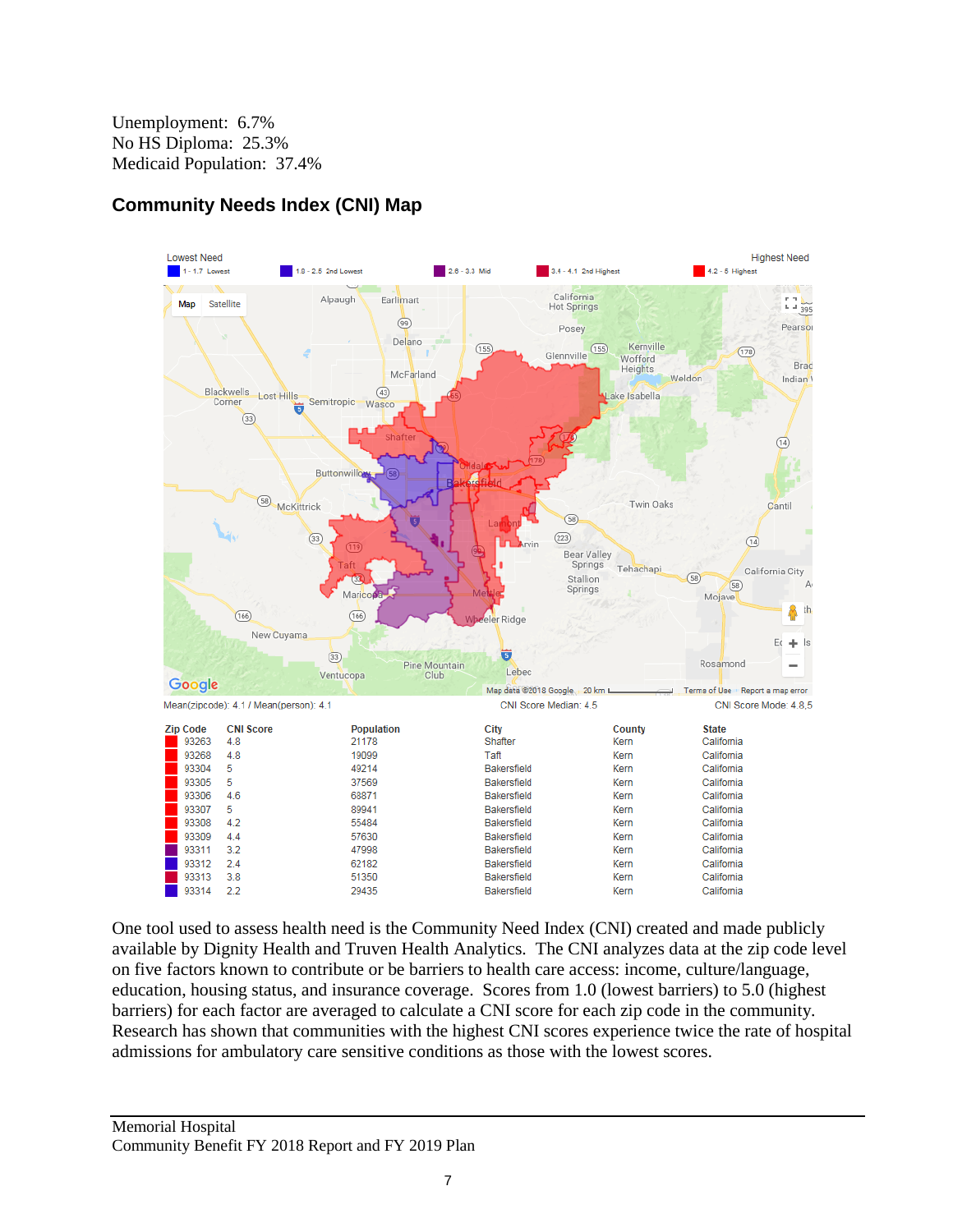Unemployment: 6.7%
No HS Diploma: 25.3%
Medicaid Population: 37.4%

## Community Needs Index (CNI) Map

Lowest Need — Highest Need

1 - 1.7 Lowest | 1.8 - 2.5 2nd Lowest | 2.6 - 3.3 Mid | 3.4 - 4.1 2nd Highest | 4.2 - 5 Highest

Mean(zipcode): 4.1 / Mean(person): 4.1 — CNI Score Median: 4.5 — CNI Score Mode: 4.8,5

| Zip Code | CNI Score | Population | City | County | State |
|---|---|---|---|---|---|
| 93263 | 4.8 | 21178 | Shafter | Kern | California |
| 93268 | 4.8 | 19099 | Taft | Kern | California |
| 93304 | 5 | 49214 | Bakersfield | Kern | California |
| 93305 | 5 | 37569 | Bakersfield | Kern | California |
| 93306 | 4.6 | 68871 | Bakersfield | Kern | California |
| 93307 | 5 | 89941 | Bakersfield | Kern | California |
| 93308 | 4.2 | 55484 | Bakersfield | Kern | California |
| 93309 | 4.4 | 57630 | Bakersfield | Kern | California |
| 93311 | 3.2 | 47998 | Bakersfield | Kern | California |
| 93312 | 2.4 | 62182 | Bakersfield | Kern | California |
| 93313 | 3.8 | 51350 | Bakersfield | Kern | California |
| 93314 | 2.2 | 29435 | Bakersfield | Kern | California |

One tool used to assess health need is the Community Need Index (CNI) created and made publicly available by Dignity Health and Truven Health Analytics. The CNI analyzes data at the zip code level on five factors known to contribute or be barriers to health care access: income, culture/language, education, housing status, and insurance coverage. Scores from 1.0 (lowest barriers) to 5.0 (highest barriers) for each factor are averaged to calculate a CNI score for each zip code in the community. Research has shown that communities with the highest CNI scores experience twice the rate of hospital admissions for ambulatory care sensitive conditions as those with the lowest scores.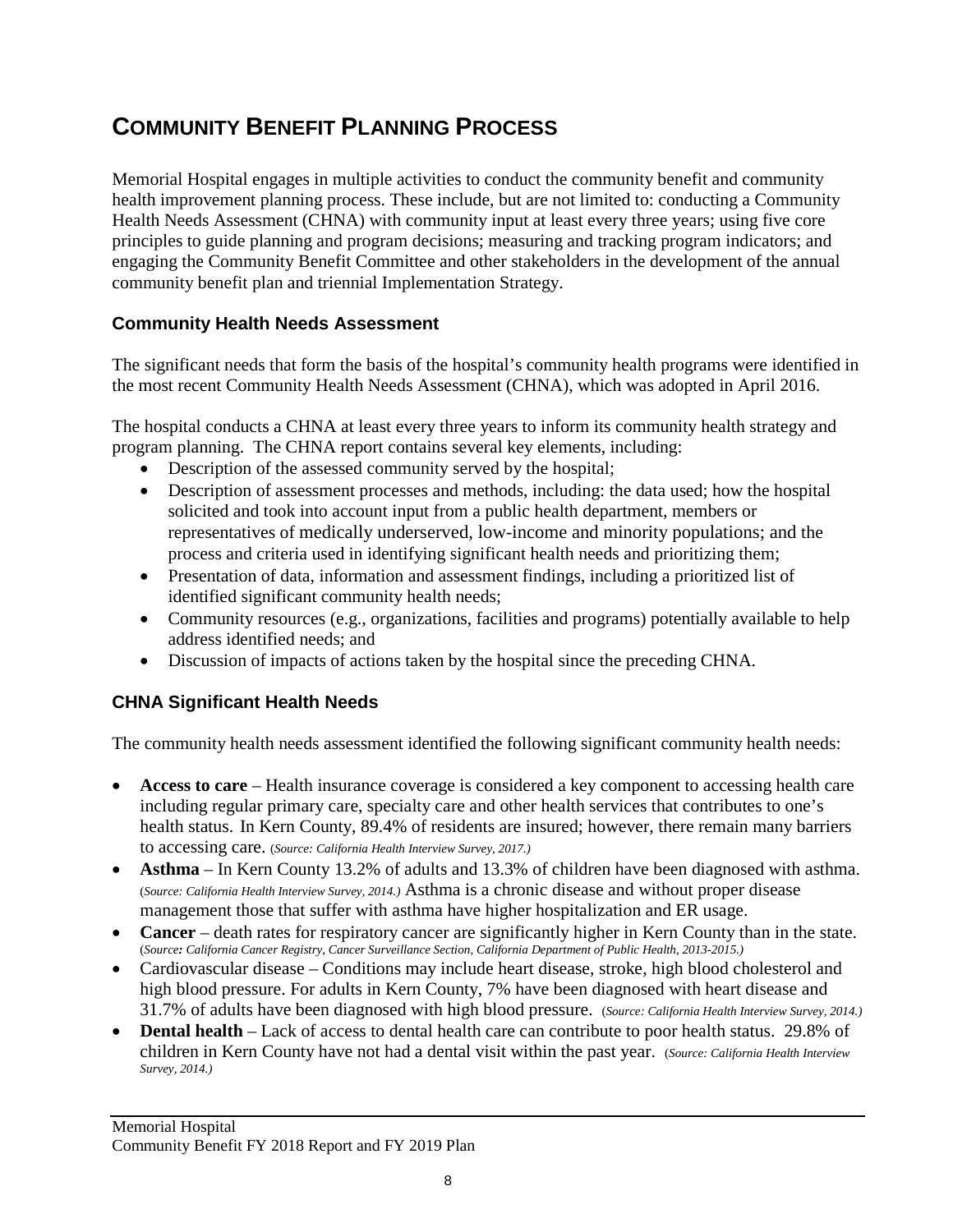# COMMUNITY BENEFIT PLANNING PROCESS

Memorial Hospital engages in multiple activities to conduct the community benefit and community health improvement planning process. These include, but are not limited to: conducting a Community Health Needs Assessment (CHNA) with community input at least every three years; using five core principles to guide planning and program decisions; measuring and tracking program indicators; and engaging the Community Benefit Committee and other stakeholders in the development of the annual community benefit plan and triennial Implementation Strategy.

## Community Health Needs Assessment

The significant needs that form the basis of the hospital's community health programs were identified in the most recent Community Health Needs Assessment (CHNA), which was adopted in April 2016.

The hospital conducts a CHNA at least every three years to inform its community health strategy and program planning. The CHNA report contains several key elements, including:

- Description of the assessed community served by the hospital;
- Description of assessment processes and methods, including: the data used; how the hospital solicited and took into account input from a public health department, members or representatives of medically underserved, low-income and minority populations; and the process and criteria used in identifying significant health needs and prioritizing them;
- Presentation of data, information and assessment findings, including a prioritized list of identified significant community health needs;
- Community resources (e.g., organizations, facilities and programs) potentially available to help address identified needs; and
- Discussion of impacts of actions taken by the hospital since the preceding CHNA.

## CHNA Significant Health Needs

The community health needs assessment identified the following significant community health needs:

- **Access to care** – Health insurance coverage is considered a key component to accessing health care including regular primary care, specialty care and other health services that contributes to one's health status. In Kern County, 89.4% of residents are insured; however, there remain many barriers to accessing care. (*Source: California Health Interview Survey, 2017.)*
- **Asthma** – In Kern County 13.2% of adults and 13.3% of children have been diagnosed with asthma. (*Source: California Health Interview Survey, 2014.)* Asthma is a chronic disease and without proper disease management those that suffer with asthma have higher hospitalization and ER usage.
- **Cancer** – death rates for respiratory cancer are significantly higher in Kern County than in the state. (*Source: California Cancer Registry, Cancer Surveillance Section, California Department of Public Health, 2013-2015.)*
- Cardiovascular disease – Conditions may include heart disease, stroke, high blood cholesterol and high blood pressure. For adults in Kern County, 7% have been diagnosed with heart disease and 31.7% of adults have been diagnosed with high blood pressure. (*Source: California Health Interview Survey, 2014.)*
- **Dental health** – Lack of access to dental health care can contribute to poor health status. 29.8% of children in Kern County have not had a dental visit within the past year. (*Source: California Health Interview Survey, 2014.)*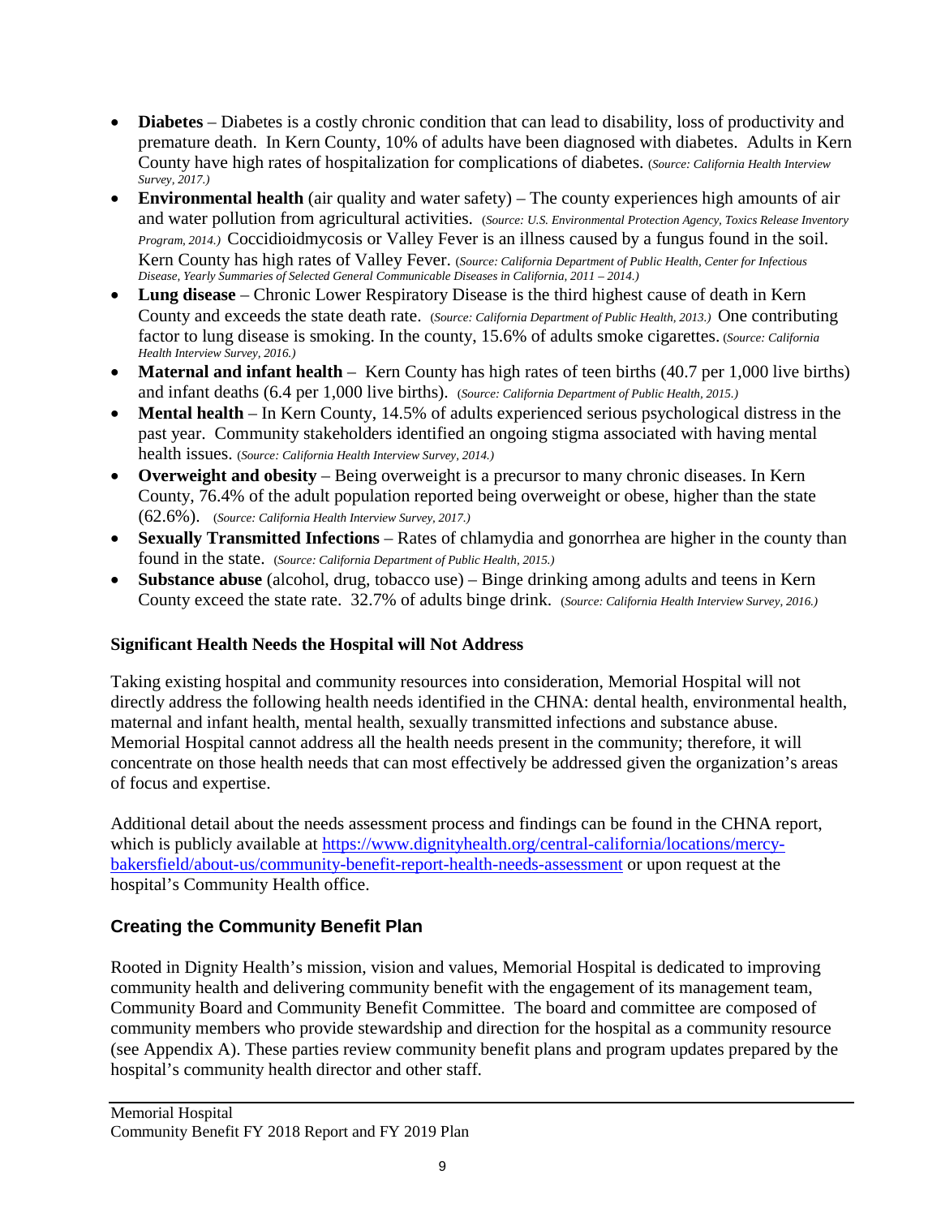- **Diabetes** – Diabetes is a costly chronic condition that can lead to disability, loss of productivity and premature death. In Kern County, 10% of adults have been diagnosed with diabetes. Adults in Kern County have high rates of hospitalization for complications of diabetes. (*Source: California Health Interview Survey, 2017.*)
- **Environmental health** (air quality and water safety) – The county experiences high amounts of air and water pollution from agricultural activities. (*Source: U.S. Environmental Protection Agency, Toxics Release Inventory Program, 2014.*) Coccidioidmycosis or Valley Fever is an illness caused by a fungus found in the soil. Kern County has high rates of Valley Fever. (*Source: California Department of Public Health, Center for Infectious Disease, Yearly Summaries of Selected General Communicable Diseases in California, 2011 – 2014.*)
- **Lung disease** – Chronic Lower Respiratory Disease is the third highest cause of death in Kern County and exceeds the state death rate. (*Source: California Department of Public Health, 2013.*) One contributing factor to lung disease is smoking. In the county, 15.6% of adults smoke cigarettes. (*Source: California Health Interview Survey, 2016.*)
- **Maternal and infant health** – Kern County has high rates of teen births (40.7 per 1,000 live births) and infant deaths (6.4 per 1,000 live births). (*Source: California Department of Public Health, 2015.*)
- **Mental health** – In Kern County, 14.5% of adults experienced serious psychological distress in the past year. Community stakeholders identified an ongoing stigma associated with having mental health issues. (*Source: California Health Interview Survey, 2014.*)
- **Overweight and obesity** – Being overweight is a precursor to many chronic diseases. In Kern County, 76.4% of the adult population reported being overweight or obese, higher than the state (62.6%). (*Source: California Health Interview Survey, 2017.*)
- **Sexually Transmitted Infections** – Rates of chlamydia and gonorrhea are higher in the county than found in the state. (*Source: California Department of Public Health, 2015.*)
- **Substance abuse** (alcohol, drug, tobacco use) – Binge drinking among adults and teens in Kern County exceed the state rate. 32.7% of adults binge drink. (*Source: California Health Interview Survey, 2016.*)

### Significant Health Needs the Hospital will Not Address

Taking existing hospital and community resources into consideration, Memorial Hospital will not directly address the following health needs identified in the CHNA: dental health, environmental health, maternal and infant health, mental health, sexually transmitted infections and substance abuse. Memorial Hospital cannot address all the health needs present in the community; therefore, it will concentrate on those health needs that can most effectively be addressed given the organization's areas of focus and expertise.

Additional detail about the needs assessment process and findings can be found in the CHNA report, which is publicly available at [https://www.dignityhealth.org/central-california/locations/mercy-bakersfield/about-us/community-benefit-report-health-needs-assessment](https://www.dignityhealth.org/central-california/locations/mercy-bakersfield/about-us/community-benefit-report-health-needs-assessment) or upon request at the hospital's Community Health office.

## Creating the Community Benefit Plan

Rooted in Dignity Health's mission, vision and values, Memorial Hospital is dedicated to improving community health and delivering community benefit with the engagement of its management team, Community Board and Community Benefit Committee. The board and committee are composed of community members who provide stewardship and direction for the hospital as a community resource (see Appendix A). These parties review community benefit plans and program updates prepared by the hospital's community health director and other staff.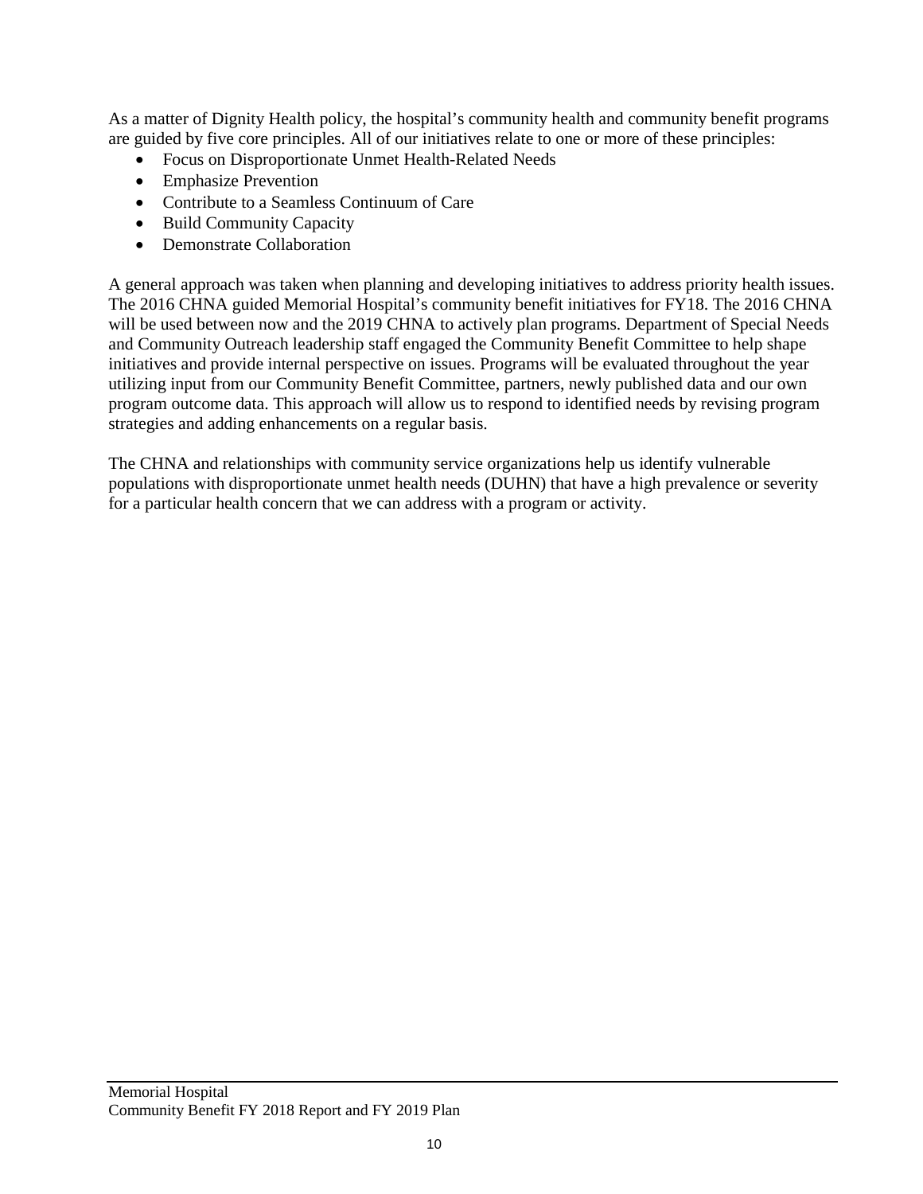As a matter of Dignity Health policy, the hospital's community health and community benefit programs are guided by five core principles. All of our initiatives relate to one or more of these principles:

- Focus on Disproportionate Unmet Health-Related Needs
- Emphasize Prevention
- Contribute to a Seamless Continuum of Care
- Build Community Capacity
- Demonstrate Collaboration

A general approach was taken when planning and developing initiatives to address priority health issues. The 2016 CHNA guided Memorial Hospital's community benefit initiatives for FY18. The 2016 CHNA will be used between now and the 2019 CHNA to actively plan programs. Department of Special Needs and Community Outreach leadership staff engaged the Community Benefit Committee to help shape initiatives and provide internal perspective on issues. Programs will be evaluated throughout the year utilizing input from our Community Benefit Committee, partners, newly published data and our own program outcome data. This approach will allow us to respond to identified needs by revising program strategies and adding enhancements on a regular basis.

The CHNA and relationships with community service organizations help us identify vulnerable populations with disproportionate unmet health needs (DUHN) that have a high prevalence or severity for a particular health concern that we can address with a program or activity.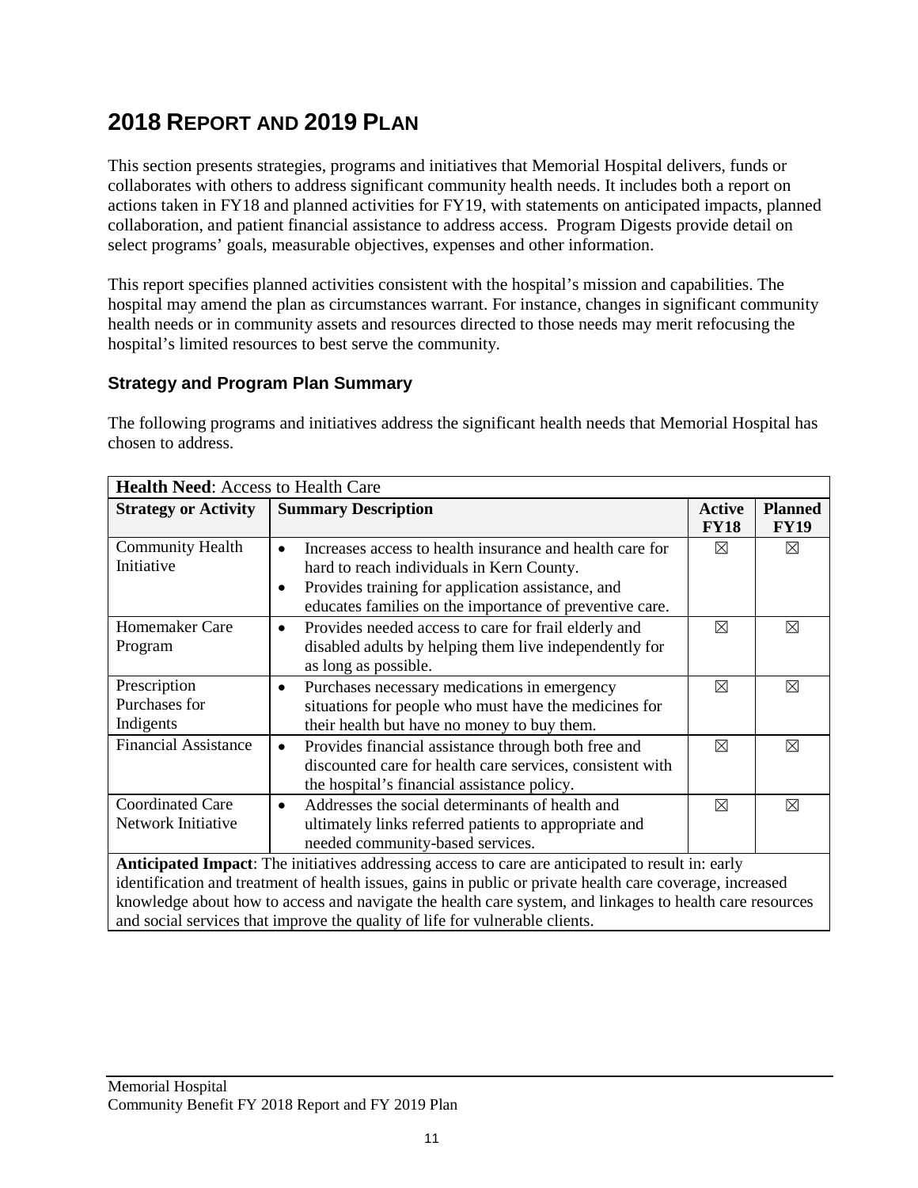## 2018 Report and 2019 Plan

This section presents strategies, programs and initiatives that Memorial Hospital delivers, funds or collaborates with others to address significant community health needs. It includes both a report on actions taken in FY18 and planned activities for FY19, with statements on anticipated impacts, planned collaboration, and patient financial assistance to address access. Program Digests provide detail on select programs' goals, measurable objectives, expenses and other information.

This report specifies planned activities consistent with the hospital's mission and capabilities. The hospital may amend the plan as circumstances warrant. For instance, changes in significant community health needs or in community assets and resources directed to those needs may merit refocusing the hospital's limited resources to best serve the community.

### Strategy and Program Plan Summary

The following programs and initiatives address the significant health needs that Memorial Hospital has chosen to address.

| **Health Need**: Access to Health Care | | | |
|---|---|---|---|
| **Strategy or Activity** | **Summary Description** | **Active FY18** | **Planned FY19** |
| Community Health Initiative | • Increases access to health insurance and health care for hard to reach individuals in Kern County.<br>• Provides training for application assistance, and educates families on the importance of preventive care. | ☒ | ☒ |
| Homemaker Care Program | • Provides needed access to care for frail elderly and disabled adults by helping them live independently for as long as possible. | ☒ | ☒ |
| Prescription Purchases for Indigents | • Purchases necessary medications in emergency situations for people who must have the medicines for their health but have no money to buy them. | ☒ | ☒ |
| Financial Assistance | • Provides financial assistance through both free and discounted care for health care services, consistent with the hospital's financial assistance policy. | ☒ | ☒ |
| Coordinated Care Network Initiative | • Addresses the social determinants of health and ultimately links referred patients to appropriate and needed community-based services. | ☒ | ☒ |
| **Anticipated Impact**: The initiatives addressing access to care are anticipated to result in: early identification and treatment of health issues, gains in public or private health care coverage, increased knowledge about how to access and navigate the health care system, and linkages to health care resources and social services that improve the quality of life for vulnerable clients. | | | |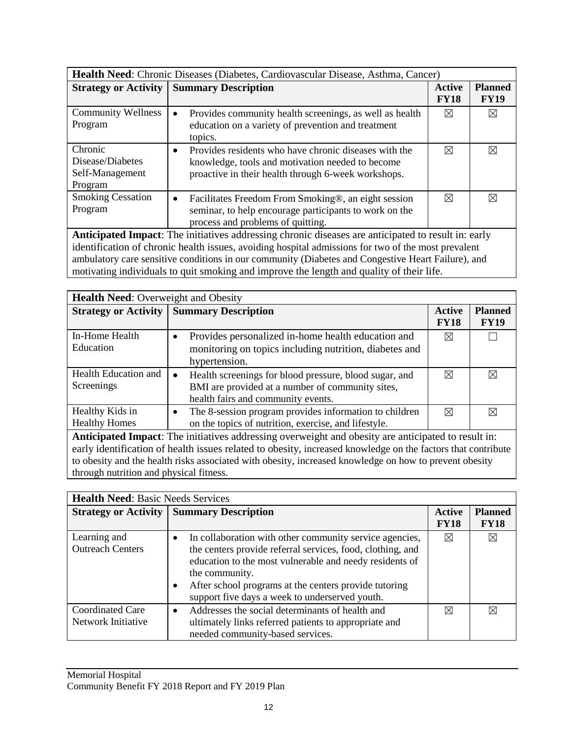| **Health Need**: Chronic Diseases (Diabetes, Cardiovascular Disease, Asthma, Cancer) | | | |
|---|---|---|---|
| **Strategy or Activity** | **Summary Description** | **Active FY18** | **Planned FY19** |
| Community Wellness Program | • Provides community health screenings, as well as health education on a variety of prevention and treatment topics. | ☒ | ☒ |
| Chronic Disease/Diabetes Self-Management Program | • Provides residents who have chronic diseases with the knowledge, tools and motivation needed to become proactive in their health through 6-week workshops. | ☒ | ☒ |
| Smoking Cessation Program | • Facilitates Freedom From Smoking®, an eight session seminar, to help encourage participants to work on the process and problems of quitting. | ☒ | ☒ |
| **Anticipated Impact**: The initiatives addressing chronic diseases are anticipated to result in: early identification of chronic health issues, avoiding hospital admissions for two of the most prevalent ambulatory care sensitive conditions in our community (Diabetes and Congestive Heart Failure), and motivating individuals to quit smoking and improve the length and quality of their life. | | | |

| **Health Need**: Overweight and Obesity | | | |
|---|---|---|---|
| **Strategy or Activity** | **Summary Description** | **Active FY18** | **Planned FY19** |
| In-Home Health Education | • Provides personalized in-home health education and monitoring on topics including nutrition, diabetes and hypertension. | ☒ | ☐ |
| Health Education and Screenings | • Health screenings for blood pressure, blood sugar, and BMI are provided at a number of community sites, health fairs and community events. | ☒ | ☒ |
| Healthy Kids in Healthy Homes | • The 8-session program provides information to children on the topics of nutrition, exercise, and lifestyle. | ☒ | ☒ |
| **Anticipated Impact**: The initiatives addressing overweight and obesity are anticipated to result in: early identification of health issues related to obesity, increased knowledge on the factors that contribute to obesity and the health risks associated with obesity, increased knowledge on how to prevent obesity through nutrition and physical fitness. | | | |

| **Health Need**: Basic Needs Services | | | |
|---|---|---|---|
| **Strategy or Activity** | **Summary Description** | **Active FY18** | **Planned FY18** |
| Learning and Outreach Centers | • In collaboration with other community service agencies, the centers provide referral services, food, clothing, and education to the most vulnerable and needy residents of the community.<br>• After school programs at the centers provide tutoring support five days a week to underserved youth. | ☒ | ☒ |
| Coordinated Care Network Initiative | • Addresses the social determinants of health and ultimately links referred patients to appropriate and needed community-based services. | ☒ | ☒ |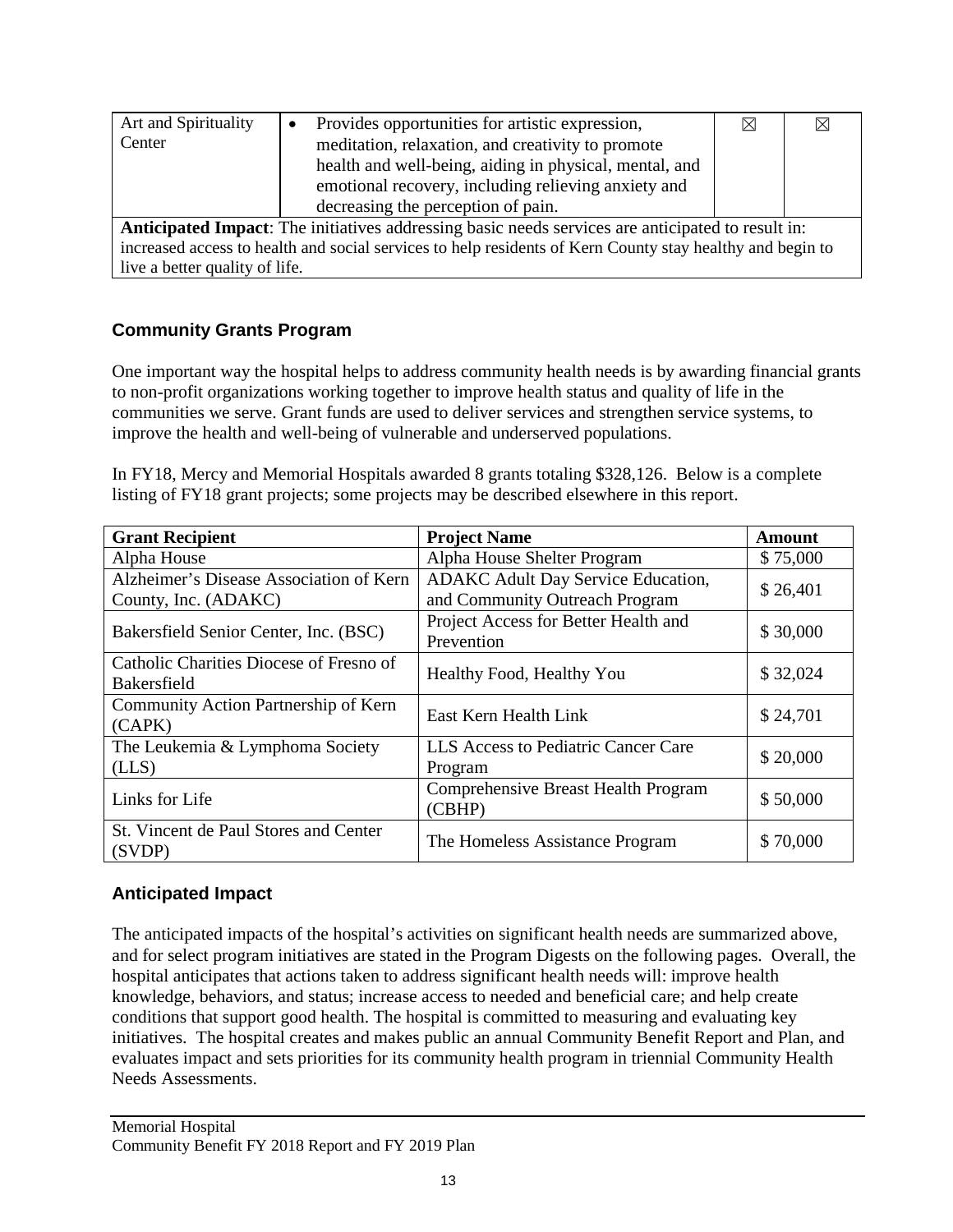| Art and Spirituality Center | • Provides opportunities for artistic expression, meditation, relaxation, and creativity to promote health and well-being, aiding in physical, mental, and emotional recovery, including relieving anxiety and decreasing the perception of pain. | ☒ | ☒ |
|---|---|---|---|
| **Anticipated Impact**: The initiatives addressing basic needs services are anticipated to result in: increased access to health and social services to help residents of Kern County stay healthy and begin to live a better quality of life. | | | |

## Community Grants Program

One important way the hospital helps to address community health needs is by awarding financial grants to non-profit organizations working together to improve health status and quality of life in the communities we serve. Grant funds are used to deliver services and strengthen service systems, to improve the health and well-being of vulnerable and underserved populations.

In FY18, Mercy and Memorial Hospitals awarded 8 grants totaling $328,126. Below is a complete listing of FY18 grant projects; some projects may be described elsewhere in this report.

| Grant Recipient | Project Name | Amount |
|---|---|---|
| Alpha House | Alpha House Shelter Program | $ 75,000 |
| Alzheimer's Disease Association of Kern County, Inc. (ADAKC) | ADAKC Adult Day Service Education, and Community Outreach Program | $ 26,401 |
| Bakersfield Senior Center, Inc. (BSC) | Project Access for Better Health and Prevention | $ 30,000 |
| Catholic Charities Diocese of Fresno of Bakersfield | Healthy Food, Healthy You | $ 32,024 |
| Community Action Partnership of Kern (CAPK) | East Kern Health Link | $ 24,701 |
| The Leukemia & Lymphoma Society (LLS) | LLS Access to Pediatric Cancer Care Program | $ 20,000 |
| Links for Life | Comprehensive Breast Health Program (CBHP) | $ 50,000 |
| St. Vincent de Paul Stores and Center (SVDP) | The Homeless Assistance Program | $ 70,000 |

## Anticipated Impact

The anticipated impacts of the hospital's activities on significant health needs are summarized above, and for select program initiatives are stated in the Program Digests on the following pages. Overall, the hospital anticipates that actions taken to address significant health needs will: improve health knowledge, behaviors, and status; increase access to needed and beneficial care; and help create conditions that support good health. The hospital is committed to measuring and evaluating key initiatives. The hospital creates and makes public an annual Community Benefit Report and Plan, and evaluates impact and sets priorities for its community health program in triennial Community Health Needs Assessments.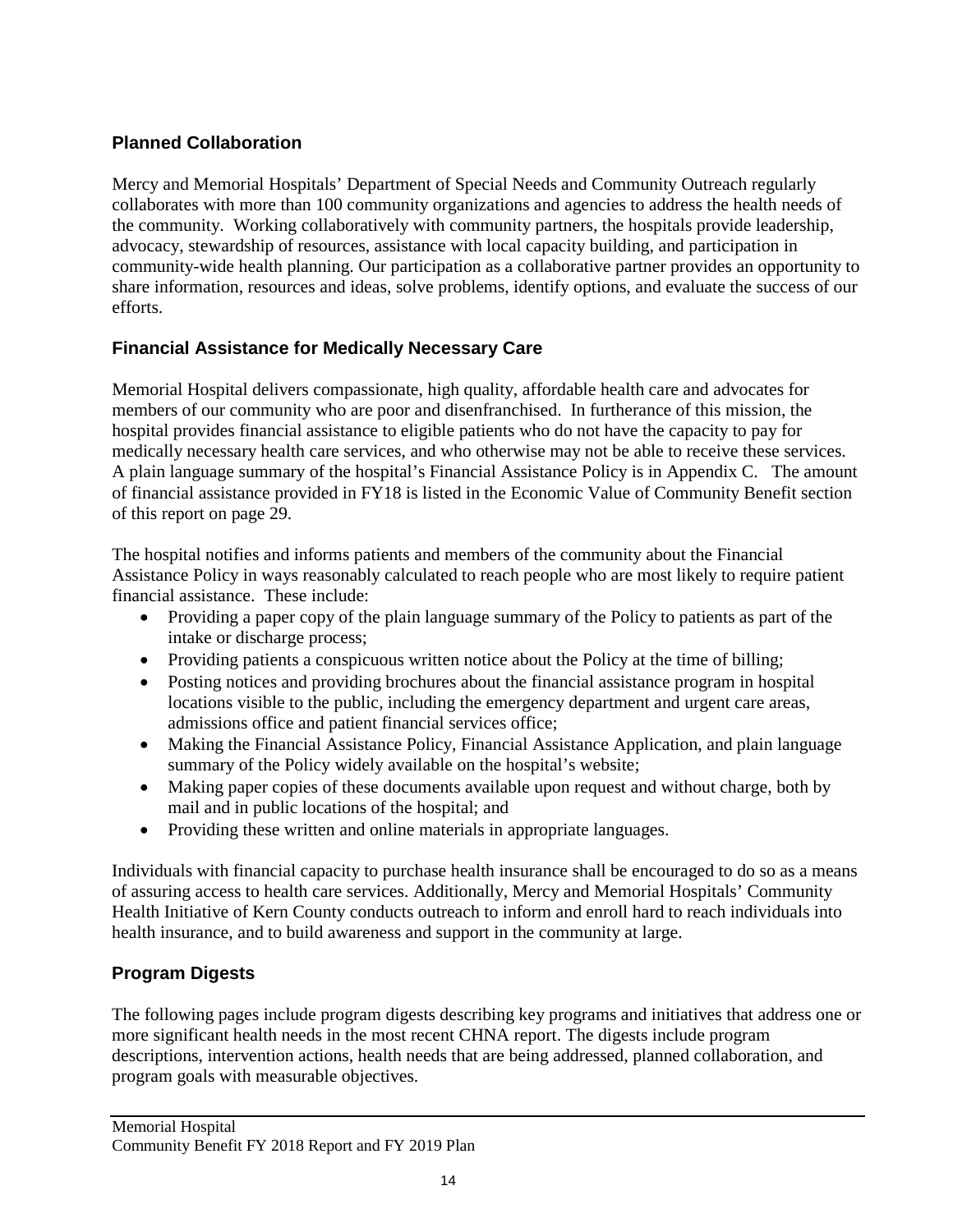## Planned Collaboration

Mercy and Memorial Hospitals' Department of Special Needs and Community Outreach regularly collaborates with more than 100 community organizations and agencies to address the health needs of the community. Working collaboratively with community partners, the hospitals provide leadership, advocacy, stewardship of resources, assistance with local capacity building, and participation in community-wide health planning. Our participation as a collaborative partner provides an opportunity to share information, resources and ideas, solve problems, identify options, and evaluate the success of our efforts.

## Financial Assistance for Medically Necessary Care

Memorial Hospital delivers compassionate, high quality, affordable health care and advocates for members of our community who are poor and disenfranchised. In furtherance of this mission, the hospital provides financial assistance to eligible patients who do not have the capacity to pay for medically necessary health care services, and who otherwise may not be able to receive these services. A plain language summary of the hospital's Financial Assistance Policy is in Appendix C. The amount of financial assistance provided in FY18 is listed in the Economic Value of Community Benefit section of this report on page 29.

The hospital notifies and informs patients and members of the community about the Financial Assistance Policy in ways reasonably calculated to reach people who are most likely to require patient financial assistance. These include:

- Providing a paper copy of the plain language summary of the Policy to patients as part of the intake or discharge process;
- Providing patients a conspicuous written notice about the Policy at the time of billing;
- Posting notices and providing brochures about the financial assistance program in hospital locations visible to the public, including the emergency department and urgent care areas, admissions office and patient financial services office;
- Making the Financial Assistance Policy, Financial Assistance Application, and plain language summary of the Policy widely available on the hospital's website;
- Making paper copies of these documents available upon request and without charge, both by mail and in public locations of the hospital; and
- Providing these written and online materials in appropriate languages.

Individuals with financial capacity to purchase health insurance shall be encouraged to do so as a means of assuring access to health care services. Additionally, Mercy and Memorial Hospitals' Community Health Initiative of Kern County conducts outreach to inform and enroll hard to reach individuals into health insurance, and to build awareness and support in the community at large.

## Program Digests

The following pages include program digests describing key programs and initiatives that address one or more significant health needs in the most recent CHNA report. The digests include program descriptions, intervention actions, health needs that are being addressed, planned collaboration, and program goals with measurable objectives.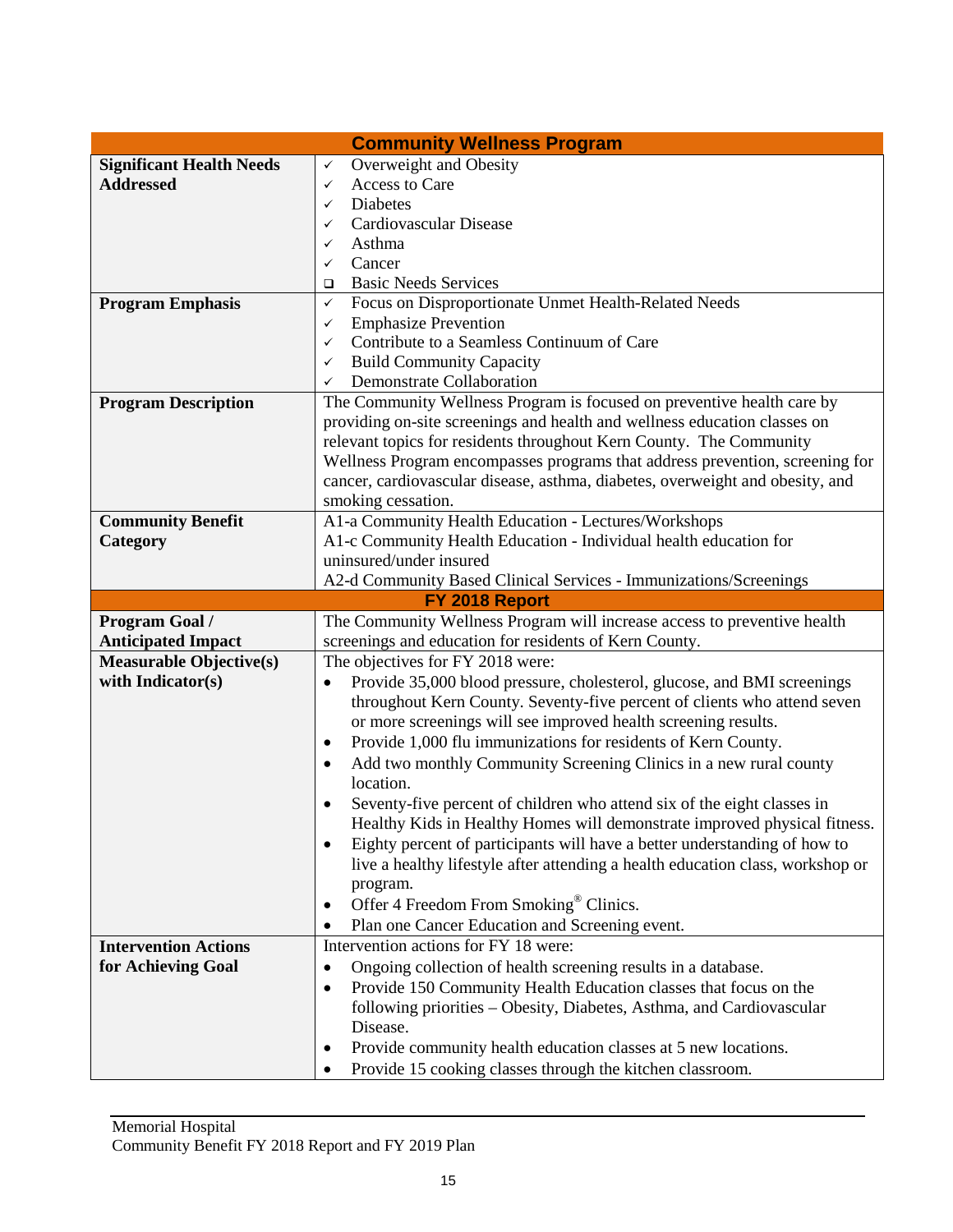| Community Wellness Program | |
|---|---|
| **Significant Health Needs Addressed** | ✓ Overweight and Obesity<br>✓ Access to Care<br>✓ Diabetes<br>✓ Cardiovascular Disease<br>✓ Asthma<br>✓ Cancer<br>❑ Basic Needs Services |
| **Program Emphasis** | ✓ Focus on Disproportionate Unmet Health-Related Needs<br>✓ Emphasize Prevention<br>✓ Contribute to a Seamless Continuum of Care<br>✓ Build Community Capacity<br>✓ Demonstrate Collaboration |
| **Program Description** | The Community Wellness Program is focused on preventive health care by providing on-site screenings and health and wellness education classes on relevant topics for residents throughout Kern County. The Community Wellness Program encompasses programs that address prevention, screening for cancer, cardiovascular disease, asthma, diabetes, overweight and obesity, and smoking cessation. |
| **Community Benefit Category** | A1-a Community Health Education - Lectures/Workshops<br>A1-c Community Health Education - Individual health education for uninsured/under insured<br>A2-d Community Based Clinical Services - Immunizations/Screenings |
| **FY 2018 Report** | |
| **Program Goal / Anticipated Impact** | The Community Wellness Program will increase access to preventive health screenings and education for residents of Kern County. |
| **Measurable Objective(s) with Indicator(s)** | The objectives for FY 2018 were:<br>• Provide 35,000 blood pressure, cholesterol, glucose, and BMI screenings throughout Kern County. Seventy-five percent of clients who attend seven or more screenings will see improved health screening results.<br>• Provide 1,000 flu immunizations for residents of Kern County.<br>• Add two monthly Community Screening Clinics in a new rural county location.<br>• Seventy-five percent of children who attend six of the eight classes in Healthy Kids in Healthy Homes will demonstrate improved physical fitness.<br>• Eighty percent of participants will have a better understanding of how to live a healthy lifestyle after attending a health education class, workshop or program.<br>• Offer 4 Freedom From Smoking® Clinics.<br>• Plan one Cancer Education and Screening event. |
| **Intervention Actions for Achieving Goal** | Intervention actions for FY 18 were:<br>• Ongoing collection of health screening results in a database.<br>• Provide 150 Community Health Education classes that focus on the following priorities – Obesity, Diabetes, Asthma, and Cardiovascular Disease.<br>• Provide community health education classes at 5 new locations.<br>• Provide 15 cooking classes through the kitchen classroom. |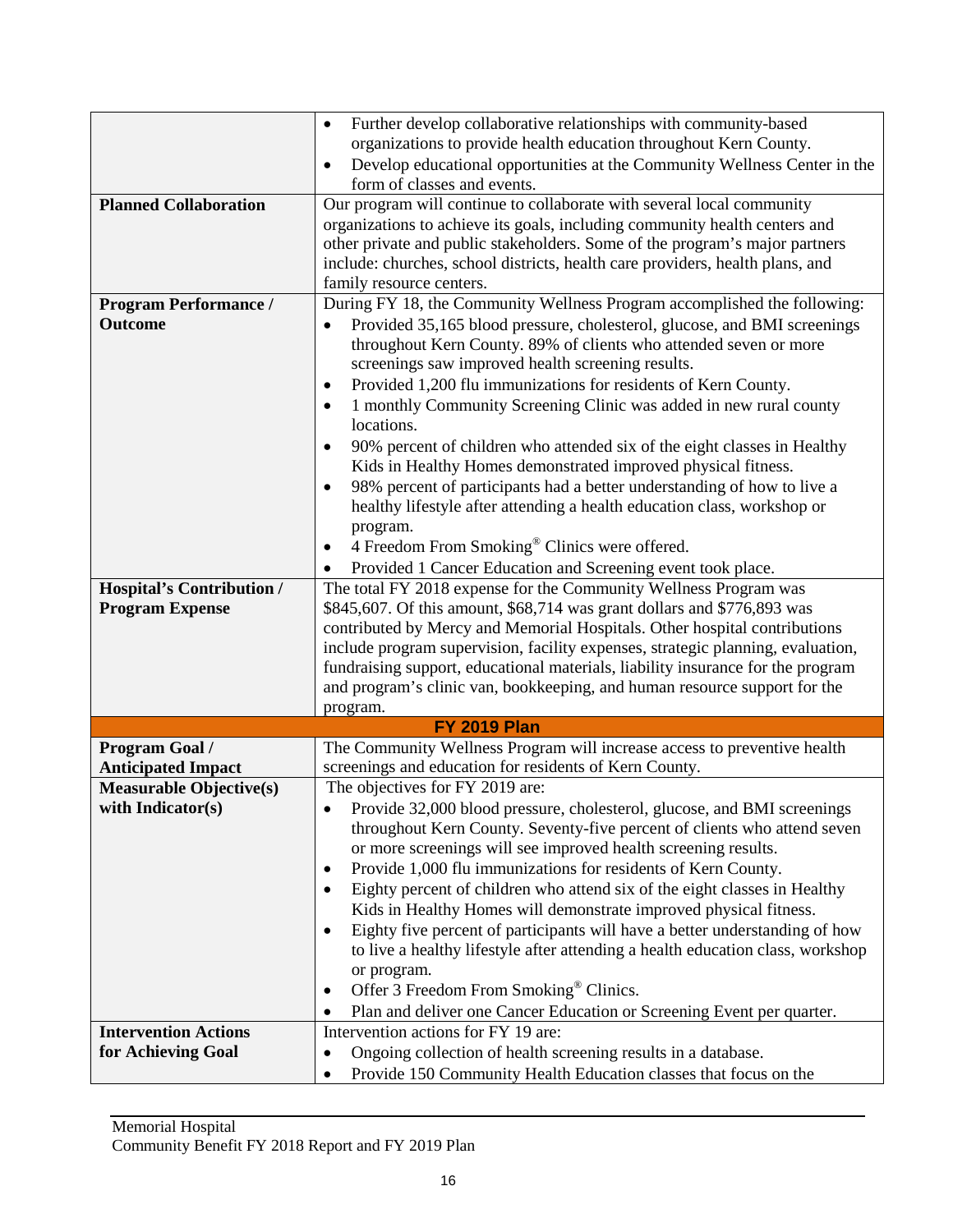| | |
|---|---|
| | • Further develop collaborative relationships with community-based organizations to provide health education throughout Kern County.<br>• Develop educational opportunities at the Community Wellness Center in the form of classes and events. |
| **Planned Collaboration** | Our program will continue to collaborate with several local community organizations to achieve its goals, including community health centers and other private and public stakeholders. Some of the program's major partners include: churches, school districts, health care providers, health plans, and family resource centers. |
| **Program Performance / Outcome** | During FY 18, the Community Wellness Program accomplished the following:<br>• Provided 35,165 blood pressure, cholesterol, glucose, and BMI screenings throughout Kern County. 89% of clients who attended seven or more screenings saw improved health screening results.<br>• Provided 1,200 flu immunizations for residents of Kern County.<br>• 1 monthly Community Screening Clinic was added in new rural county locations.<br>• 90% percent of children who attended six of the eight classes in Healthy Kids in Healthy Homes demonstrated improved physical fitness.<br>• 98% percent of participants had a better understanding of how to live a healthy lifestyle after attending a health education class, workshop or program.<br>• 4 Freedom From Smoking® Clinics were offered.<br>• Provided 1 Cancer Education and Screening event took place. |
| **Hospital's Contribution / Program Expense** | The total FY 2018 expense for the Community Wellness Program was \$845,607. Of this amount, \$68,714 was grant dollars and \$776,893 was contributed by Mercy and Memorial Hospitals. Other hospital contributions include program supervision, facility expenses, strategic planning, evaluation, fundraising support, educational materials, liability insurance for the program and program's clinic van, bookkeeping, and human resource support for the program. |
| **FY 2019 Plan** | |
| **Program Goal / Anticipated Impact** | The Community Wellness Program will increase access to preventive health screenings and education for residents of Kern County. |
| **Measurable Objective(s) with Indicator(s)** | The objectives for FY 2019 are:<br>• Provide 32,000 blood pressure, cholesterol, glucose, and BMI screenings throughout Kern County. Seventy-five percent of clients who attend seven or more screenings will see improved health screening results.<br>• Provide 1,000 flu immunizations for residents of Kern County.<br>• Eighty percent of children who attend six of the eight classes in Healthy Kids in Healthy Homes will demonstrate improved physical fitness.<br>• Eighty five percent of participants will have a better understanding of how to live a healthy lifestyle after attending a health education class, workshop or program.<br>• Offer 3 Freedom From Smoking® Clinics.<br>• Plan and deliver one Cancer Education or Screening Event per quarter. |
| **Intervention Actions for Achieving Goal** | Intervention actions for FY 19 are:<br>• Ongoing collection of health screening results in a database.<br>• Provide 150 Community Health Education classes that focus on the |

Memorial Hospital
Community Benefit FY 2018 Report and FY 2019 Plan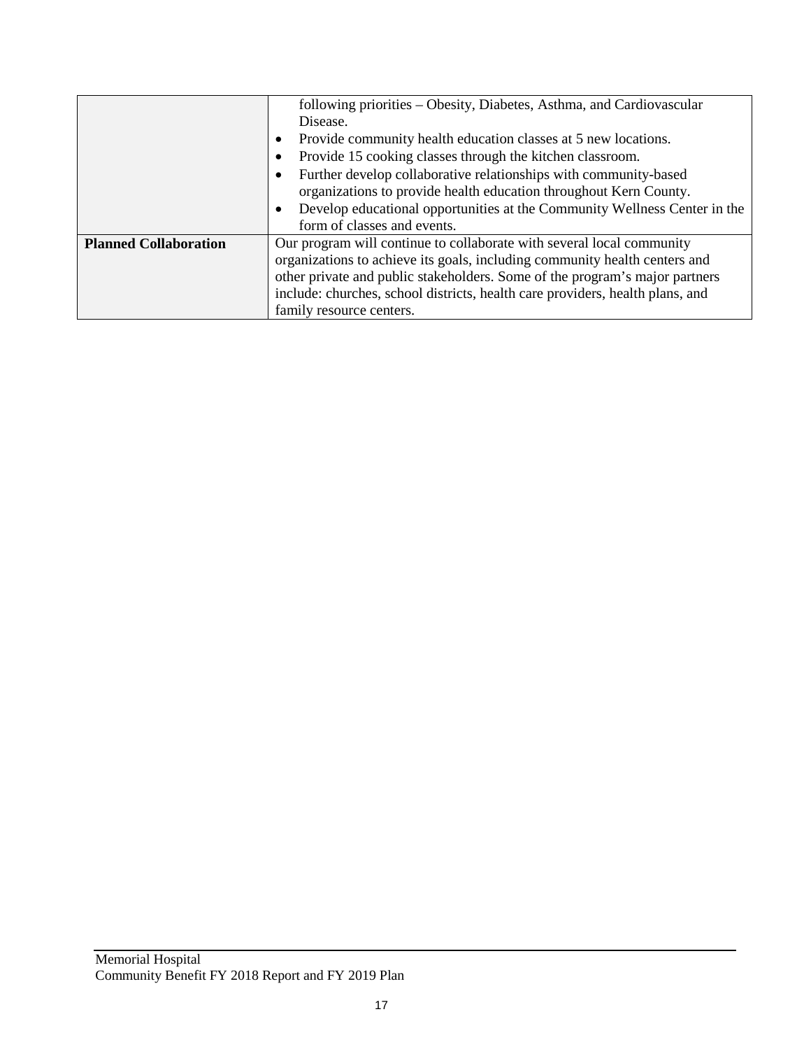| | |
|---|---|
| | following priorities – Obesity, Diabetes, Asthma, and Cardiovascular Disease.<br>• Provide community health education classes at 5 new locations.<br>• Provide 15 cooking classes through the kitchen classroom.<br>• Further develop collaborative relationships with community-based organizations to provide health education throughout Kern County.<br>• Develop educational opportunities at the Community Wellness Center in the form of classes and events. |
| **Planned Collaboration** | Our program will continue to collaborate with several local community organizations to achieve its goals, including community health centers and other private and public stakeholders. Some of the program's major partners include: churches, school districts, health care providers, health plans, and family resource centers. |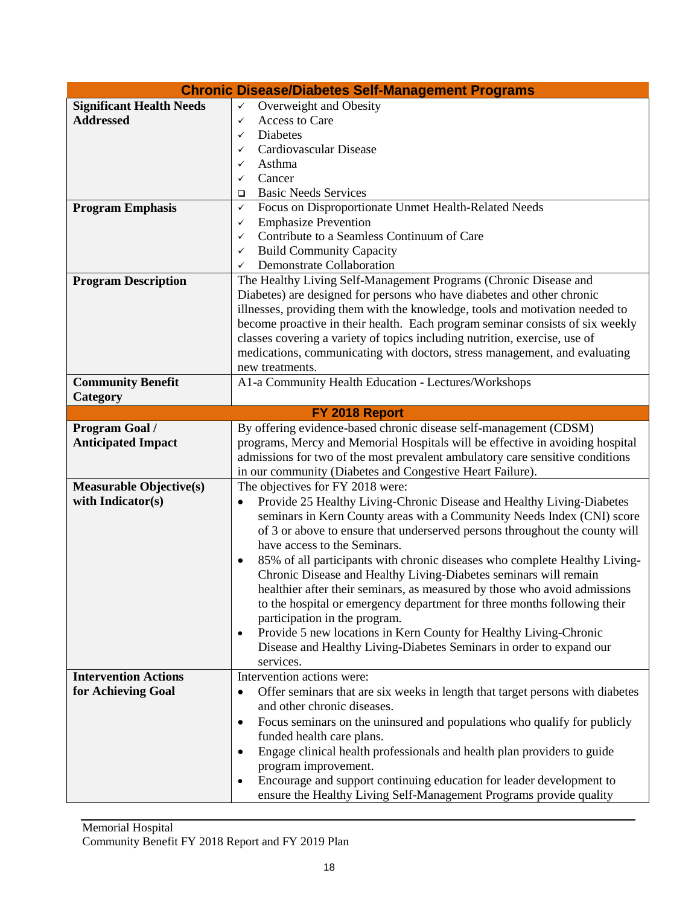| Chronic Disease/Diabetes Self-Management Programs | |
|---|---|
| **Significant Health Needs Addressed** | ✓ Overweight and Obesity<br>✓ Access to Care<br>✓ Diabetes<br>✓ Cardiovascular Disease<br>✓ Asthma<br>✓ Cancer<br>❑ Basic Needs Services |
| **Program Emphasis** | ✓ Focus on Disproportionate Unmet Health-Related Needs<br>✓ Emphasize Prevention<br>✓ Contribute to a Seamless Continuum of Care<br>✓ Build Community Capacity<br>✓ Demonstrate Collaboration |
| **Program Description** | The Healthy Living Self-Management Programs (Chronic Disease and Diabetes) are designed for persons who have diabetes and other chronic illnesses, providing them with the knowledge, tools and motivation needed to become proactive in their health. Each program seminar consists of six weekly classes covering a variety of topics including nutrition, exercise, use of medications, communicating with doctors, stress management, and evaluating new treatments. |
| **Community Benefit Category** | A1-a Community Health Education - Lectures/Workshops |
| **FY 2018 Report** | |
| **Program Goal / Anticipated Impact** | By offering evidence-based chronic disease self-management (CDSM) programs, Mercy and Memorial Hospitals will be effective in avoiding hospital admissions for two of the most prevalent ambulatory care sensitive conditions in our community (Diabetes and Congestive Heart Failure). |
| **Measurable Objective(s) with Indicator(s)** | The objectives for FY 2018 were:<br>• Provide 25 Healthy Living-Chronic Disease and Healthy Living-Diabetes seminars in Kern County areas with a Community Needs Index (CNI) score of 3 or above to ensure that underserved persons throughout the county will have access to the Seminars.<br>• 85% of all participants with chronic diseases who complete Healthy Living-Chronic Disease and Healthy Living-Diabetes seminars will remain healthier after their seminars, as measured by those who avoid admissions to the hospital or emergency department for three months following their participation in the program.<br>• Provide 5 new locations in Kern County for Healthy Living-Chronic Disease and Healthy Living-Diabetes Seminars in order to expand our services. |
| **Intervention Actions for Achieving Goal** | Intervention actions were:<br>• Offer seminars that are six weeks in length that target persons with diabetes and other chronic diseases.<br>• Focus seminars on the uninsured and populations who qualify for publicly funded health care plans.<br>• Engage clinical health professionals and health plan providers to guide program improvement.<br>• Encourage and support continuing education for leader development to ensure the Healthy Living Self-Management Programs provide quality |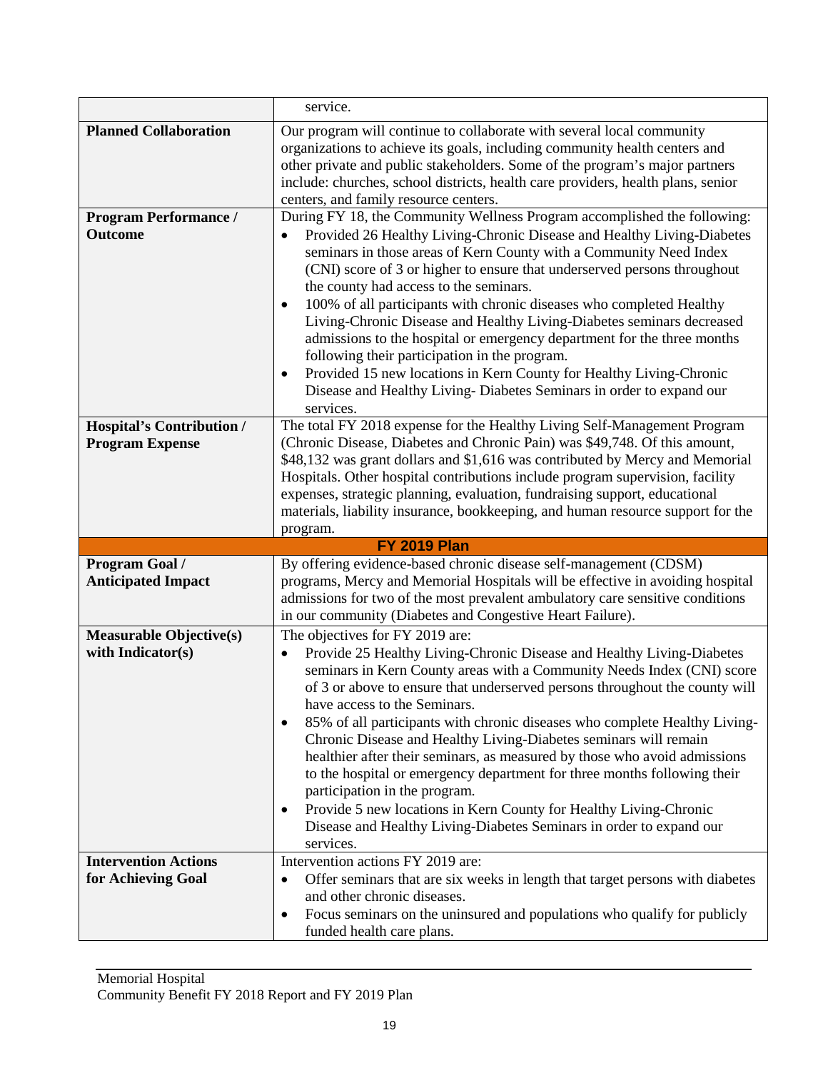| | |
|---|---|
| | service. |
| **Planned Collaboration** | Our program will continue to collaborate with several local community organizations to achieve its goals, including community health centers and other private and public stakeholders. Some of the program's major partners include: churches, school districts, health care providers, health plans, senior centers, and family resource centers. |
| **Program Performance / Outcome** | During FY 18, the Community Wellness Program accomplished the following:<br>• Provided 26 Healthy Living-Chronic Disease and Healthy Living-Diabetes seminars in those areas of Kern County with a Community Need Index (CNI) score of 3 or higher to ensure that underserved persons throughout the county had access to the seminars.<br>• 100% of all participants with chronic diseases who completed Healthy Living-Chronic Disease and Healthy Living-Diabetes seminars decreased admissions to the hospital or emergency department for the three months following their participation in the program.<br>• Provided 15 new locations in Kern County for Healthy Living-Chronic Disease and Healthy Living- Diabetes Seminars in order to expand our services. |
| **Hospital's Contribution / Program Expense** | The total FY 2018 expense for the Healthy Living Self-Management Program (Chronic Disease, Diabetes and Chronic Pain) was $49,748. Of this amount, $48,132 was grant dollars and $1,616 was contributed by Mercy and Memorial Hospitals. Other hospital contributions include program supervision, facility expenses, strategic planning, evaluation, fundraising support, educational materials, liability insurance, bookkeeping, and human resource support for the program. |
| **FY 2019 Plan** | |
| **Program Goal / Anticipated Impact** | By offering evidence-based chronic disease self-management (CDSM) programs, Mercy and Memorial Hospitals will be effective in avoiding hospital admissions for two of the most prevalent ambulatory care sensitive conditions in our community (Diabetes and Congestive Heart Failure). |
| **Measurable Objective(s) with Indicator(s)** | The objectives for FY 2019 are:<br>• Provide 25 Healthy Living-Chronic Disease and Healthy Living-Diabetes seminars in Kern County areas with a Community Needs Index (CNI) score of 3 or above to ensure that underserved persons throughout the county will have access to the Seminars.<br>• 85% of all participants with chronic diseases who complete Healthy Living-Chronic Disease and Healthy Living-Diabetes seminars will remain healthier after their seminars, as measured by those who avoid admissions to the hospital or emergency department for three months following their participation in the program.<br>• Provide 5 new locations in Kern County for Healthy Living-Chronic Disease and Healthy Living-Diabetes Seminars in order to expand our services. |
| **Intervention Actions for Achieving Goal** | Intervention actions FY 2019 are:<br>• Offer seminars that are six weeks in length that target persons with diabetes and other chronic diseases.<br>• Focus seminars on the uninsured and populations who qualify for publicly funded health care plans. |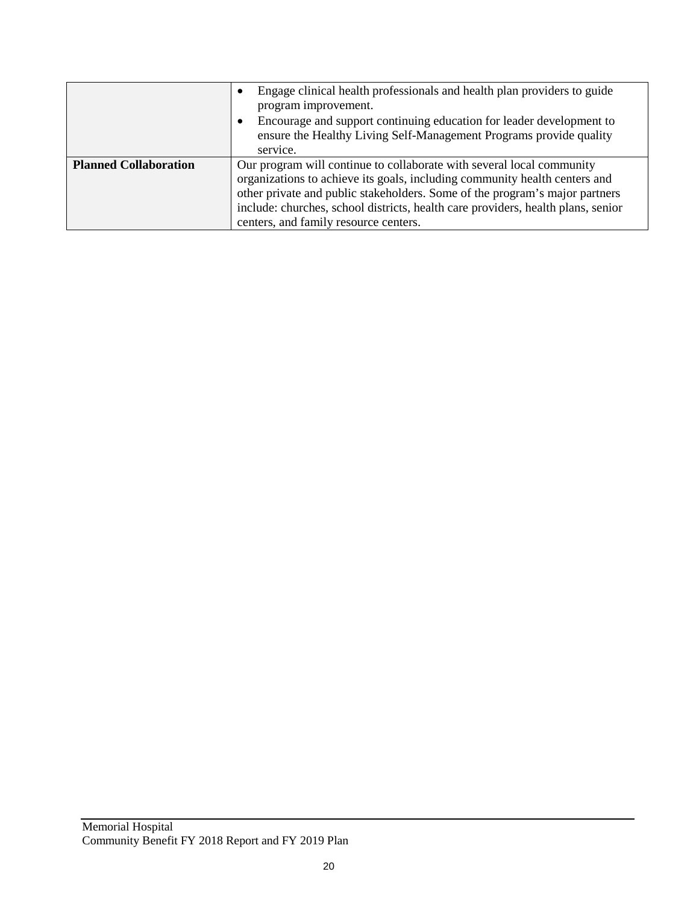| | |
|---|---|
| | • Engage clinical health professionals and health plan providers to guide program improvement.<br>• Encourage and support continuing education for leader development to ensure the Healthy Living Self-Management Programs provide quality service. |
| **Planned Collaboration** | Our program will continue to collaborate with several local community organizations to achieve its goals, including community health centers and other private and public stakeholders. Some of the program's major partners include: churches, school districts, health care providers, health plans, senior centers, and family resource centers. |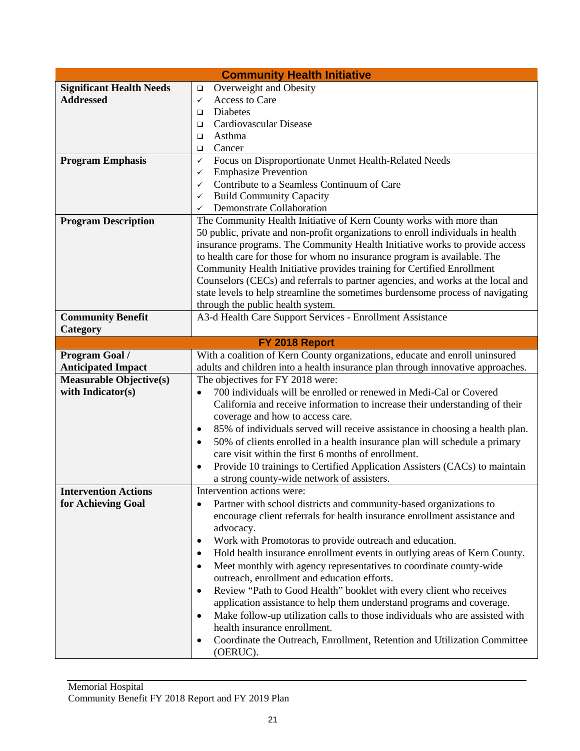| Community Health Initiative | |
|---|---|
| **Significant Health Needs Addressed** | ❑ Overweight and Obesity<br>✓ Access to Care<br>❑ Diabetes<br>❑ Cardiovascular Disease<br>❑ Asthma<br>❑ Cancer |
| **Program Emphasis** | ✓ Focus on Disproportionate Unmet Health-Related Needs<br>✓ Emphasize Prevention<br>✓ Contribute to a Seamless Continuum of Care<br>✓ Build Community Capacity<br>✓ Demonstrate Collaboration |
| **Program Description** | The Community Health Initiative of Kern County works with more than 50 public, private and non-profit organizations to enroll individuals in health insurance programs. The Community Health Initiative works to provide access to health care for those for whom no insurance program is available. The Community Health Initiative provides training for Certified Enrollment Counselors (CECs) and referrals to partner agencies, and works at the local and state levels to help streamline the sometimes burdensome process of navigating through the public health system. |
| **Community Benefit Category** | A3-d Health Care Support Services - Enrollment Assistance |
| **FY 2018 Report** | |
| **Program Goal / Anticipated Impact** | With a coalition of Kern County organizations, educate and enroll uninsured adults and children into a health insurance plan through innovative approaches. |
| **Measurable Objective(s) with Indicator(s)** | The objectives for FY 2018 were:<br>• 700 individuals will be enrolled or renewed in Medi-Cal or Covered California and receive information to increase their understanding of their coverage and how to access care.<br>• 85% of individuals served will receive assistance in choosing a health plan.<br>• 50% of clients enrolled in a health insurance plan will schedule a primary care visit within the first 6 months of enrollment.<br>• Provide 10 trainings to Certified Application Assisters (CACs) to maintain a strong county-wide network of assisters. |
| **Intervention Actions for Achieving Goal** | Intervention actions were:<br>• Partner with school districts and community-based organizations to encourage client referrals for health insurance enrollment assistance and advocacy.<br>• Work with Promotoras to provide outreach and education.<br>• Hold health insurance enrollment events in outlying areas of Kern County.<br>• Meet monthly with agency representatives to coordinate county-wide outreach, enrollment and education efforts.<br>• Review "Path to Good Health" booklet with every client who receives application assistance to help them understand programs and coverage.<br>• Make follow-up utilization calls to those individuals who are assisted with health insurance enrollment.<br>• Coordinate the Outreach, Enrollment, Retention and Utilization Committee (OERUC). |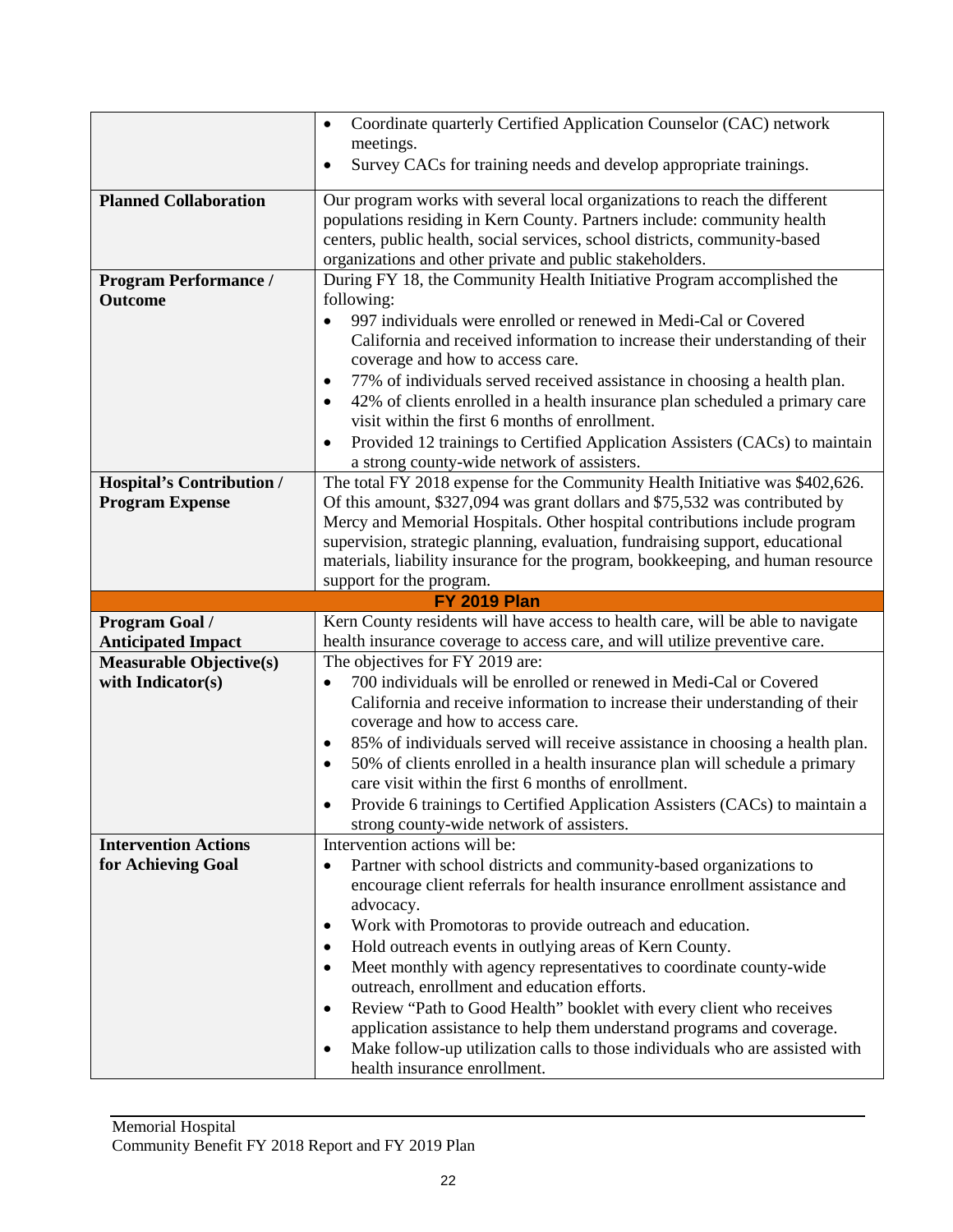| | |
|---|---|
| | • Coordinate quarterly Certified Application Counselor (CAC) network meetings.<br>• Survey CACs for training needs and develop appropriate trainings. |
| **Planned Collaboration** | Our program works with several local organizations to reach the different populations residing in Kern County. Partners include: community health centers, public health, social services, school districts, community-based organizations and other private and public stakeholders. |
| **Program Performance / Outcome** | During FY 18, the Community Health Initiative Program accomplished the following:<br>• 997 individuals were enrolled or renewed in Medi-Cal or Covered California and received information to increase their understanding of their coverage and how to access care.<br>• 77% of individuals served received assistance in choosing a health plan.<br>• 42% of clients enrolled in a health insurance plan scheduled a primary care visit within the first 6 months of enrollment.<br>• Provided 12 trainings to Certified Application Assisters (CACs) to maintain a strong county-wide network of assisters. |
| **Hospital's Contribution / Program Expense** | The total FY 2018 expense for the Community Health Initiative was $402,626. Of this amount, $327,094 was grant dollars and $75,532 was contributed by Mercy and Memorial Hospitals. Other hospital contributions include program supervision, strategic planning, evaluation, fundraising support, educational materials, liability insurance for the program, bookkeeping, and human resource support for the program. |
| **FY 2019 Plan** | |
| **Program Goal / Anticipated Impact** | Kern County residents will have access to health care, will be able to navigate health insurance coverage to access care, and will utilize preventive care. |
| **Measurable Objective(s) with Indicator(s)** | The objectives for FY 2019 are:<br>• 700 individuals will be enrolled or renewed in Medi-Cal or Covered California and receive information to increase their understanding of their coverage and how to access care.<br>• 85% of individuals served will receive assistance in choosing a health plan.<br>• 50% of clients enrolled in a health insurance plan will schedule a primary care visit within the first 6 months of enrollment.<br>• Provide 6 trainings to Certified Application Assisters (CACs) to maintain a strong county-wide network of assisters. |
| **Intervention Actions for Achieving Goal** | Intervention actions will be:<br>• Partner with school districts and community-based organizations to encourage client referrals for health insurance enrollment assistance and advocacy.<br>• Work with Promotoras to provide outreach and education.<br>• Hold outreach events in outlying areas of Kern County.<br>• Meet monthly with agency representatives to coordinate county-wide outreach, enrollment and education efforts.<br>• Review "Path to Good Health" booklet with every client who receives application assistance to help them understand programs and coverage.<br>• Make follow-up utilization calls to those individuals who are assisted with health insurance enrollment. |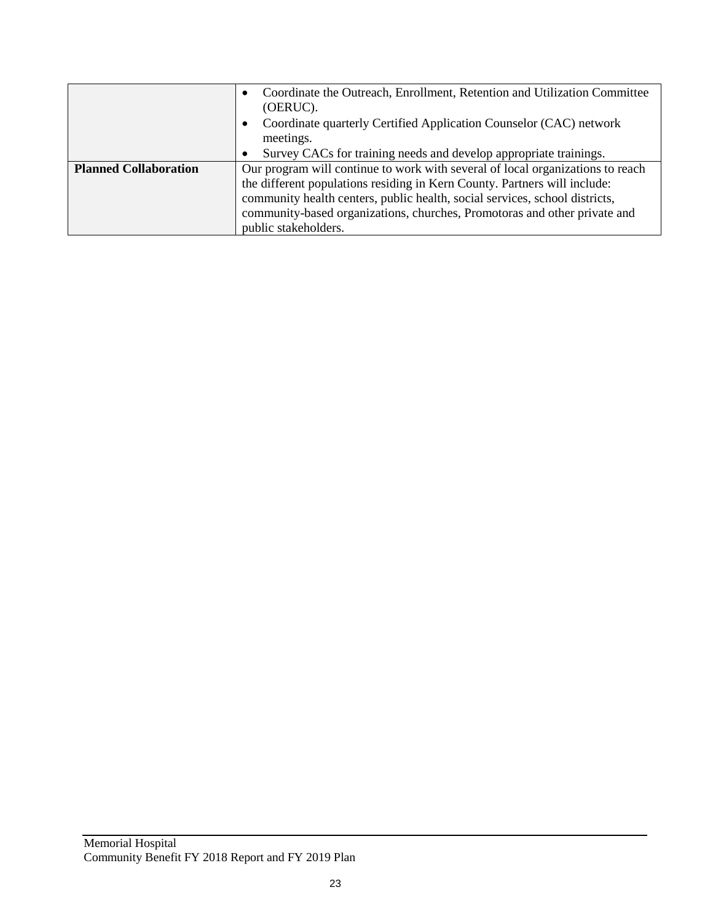| | |
|---|---|
| | • Coordinate the Outreach, Enrollment, Retention and Utilization Committee (OERUC).<br>• Coordinate quarterly Certified Application Counselor (CAC) network meetings.<br>• Survey CACs for training needs and develop appropriate trainings. |
| **Planned Collaboration** | Our program will continue to work with several of local organizations to reach the different populations residing in Kern County. Partners will include: community health centers, public health, social services, school districts, community-based organizations, churches, Promotoras and other private and public stakeholders. |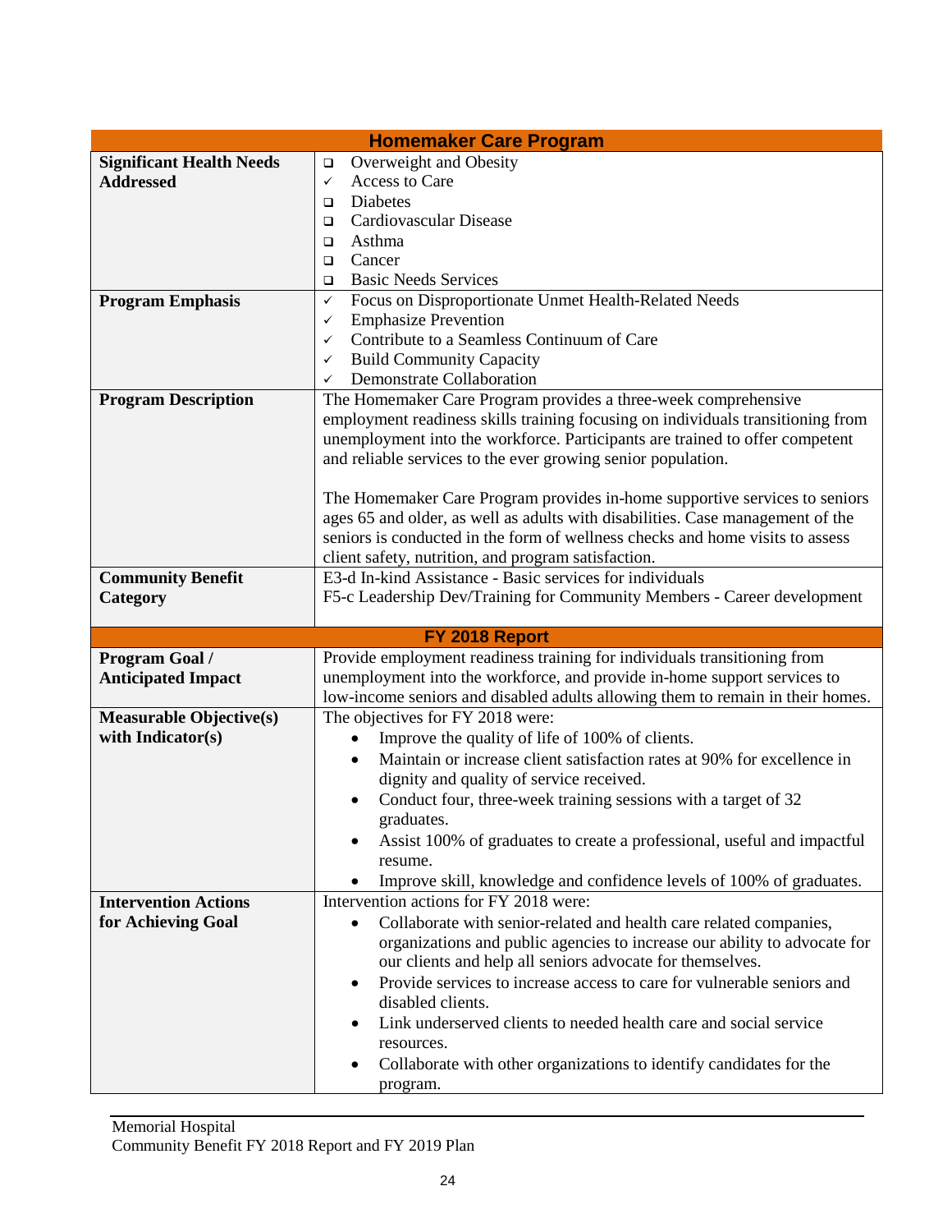| Homemaker Care Program | |
|---|---|
| **Significant Health Needs Addressed** | ❑ Overweight and Obesity<br>✓ Access to Care<br>❑ Diabetes<br>❑ Cardiovascular Disease<br>❑ Asthma<br>❑ Cancer<br>❑ Basic Needs Services |
| **Program Emphasis** | ✓ Focus on Disproportionate Unmet Health-Related Needs<br>✓ Emphasize Prevention<br>✓ Contribute to a Seamless Continuum of Care<br>✓ Build Community Capacity<br>✓ Demonstrate Collaboration |
| **Program Description** | The Homemaker Care Program provides a three-week comprehensive employment readiness skills training focusing on individuals transitioning from unemployment into the workforce. Participants are trained to offer competent and reliable services to the ever growing senior population.<br><br>The Homemaker Care Program provides in-home supportive services to seniors ages 65 and older, as well as adults with disabilities. Case management of the seniors is conducted in the form of wellness checks and home visits to assess client safety, nutrition, and program satisfaction. |
| **Community Benefit Category** | E3-d In-kind Assistance - Basic services for individuals<br>F5-c Leadership Dev/Training for Community Members - Career development |
| **FY 2018 Report** | |
| **Program Goal / Anticipated Impact** | Provide employment readiness training for individuals transitioning from unemployment into the workforce, and provide in-home support services to low-income seniors and disabled adults allowing them to remain in their homes. |
| **Measurable Objective(s) with Indicator(s)** | The objectives for FY 2018 were:<br>• Improve the quality of life of 100% of clients.<br>• Maintain or increase client satisfaction rates at 90% for excellence in dignity and quality of service received.<br>• Conduct four, three-week training sessions with a target of 32 graduates.<br>• Assist 100% of graduates to create a professional, useful and impactful resume.<br>• Improve skill, knowledge and confidence levels of 100% of graduates. |
| **Intervention Actions for Achieving Goal** | Intervention actions for FY 2018 were:<br>• Collaborate with senior-related and health care related companies, organizations and public agencies to increase our ability to advocate for our clients and help all seniors advocate for themselves.<br>• Provide services to increase access to care for vulnerable seniors and disabled clients.<br>• Link underserved clients to needed health care and social service resources.<br>• Collaborate with other organizations to identify candidates for the program. |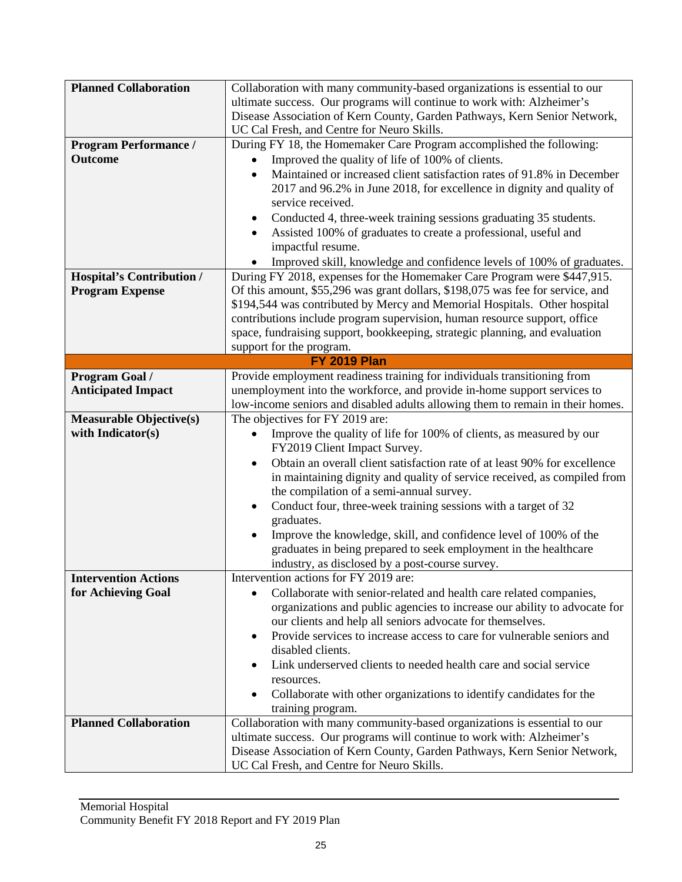| | |
|---|---|
| **Planned Collaboration** | Collaboration with many community-based organizations is essential to our ultimate success. Our programs will continue to work with: Alzheimer's Disease Association of Kern County, Garden Pathways, Kern Senior Network, UC Cal Fresh, and Centre for Neuro Skills. |
| **Program Performance / Outcome** | During FY 18, the Homemaker Care Program accomplished the following:<br>• Improved the quality of life of 100% of clients.<br>• Maintained or increased client satisfaction rates of 91.8% in December 2017 and 96.2% in June 2018, for excellence in dignity and quality of service received.<br>• Conducted 4, three-week training sessions graduating 35 students.<br>• Assisted 100% of graduates to create a professional, useful and impactful resume.<br>• Improved skill, knowledge and confidence levels of 100% of graduates. |
| **Hospital's Contribution / Program Expense** | During FY 2018, expenses for the Homemaker Care Program were $447,915. Of this amount, $55,296 was grant dollars, $198,075 was fee for service, and $194,544 was contributed by Mercy and Memorial Hospitals. Other hospital contributions include program supervision, human resource support, office space, fundraising support, bookkeeping, strategic planning, and evaluation support for the program. |
| **FY 2019 Plan** | |
| **Program Goal / Anticipated Impact** | Provide employment readiness training for individuals transitioning from unemployment into the workforce, and provide in-home support services to low-income seniors and disabled adults allowing them to remain in their homes. |
| **Measurable Objective(s) with Indicator(s)** | The objectives for FY 2019 are:<br>• Improve the quality of life for 100% of clients, as measured by our FY2019 Client Impact Survey.<br>• Obtain an overall client satisfaction rate of at least 90% for excellence in maintaining dignity and quality of service received, as compiled from the compilation of a semi-annual survey.<br>• Conduct four, three-week training sessions with a target of 32 graduates.<br>• Improve the knowledge, skill, and confidence level of 100% of the graduates in being prepared to seek employment in the healthcare industry, as disclosed by a post-course survey. |
| **Intervention Actions for Achieving Goal** | Intervention actions for FY 2019 are:<br>• Collaborate with senior-related and health care related companies, organizations and public agencies to increase our ability to advocate for our clients and help all seniors advocate for themselves.<br>• Provide services to increase access to care for vulnerable seniors and disabled clients.<br>• Link underserved clients to needed health care and social service resources.<br>• Collaborate with other organizations to identify candidates for the training program. |
| **Planned Collaboration** | Collaboration with many community-based organizations is essential to our ultimate success. Our programs will continue to work with: Alzheimer's Disease Association of Kern County, Garden Pathways, Kern Senior Network, UC Cal Fresh, and Centre for Neuro Skills. |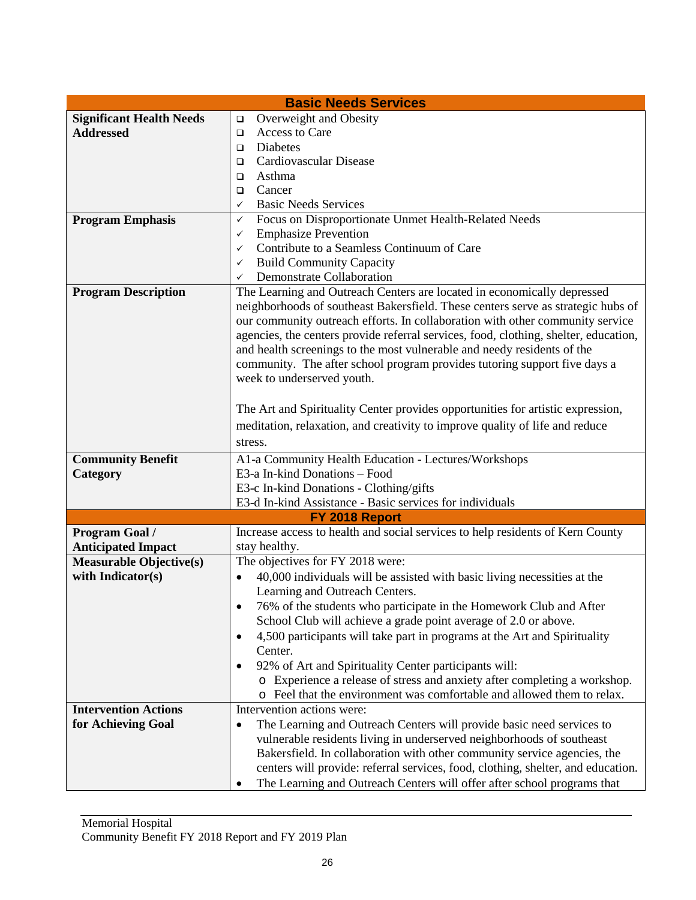| Basic Needs Services | |
|---|---|
| **Significant Health Needs Addressed** | ❑ Overweight and Obesity<br>❑ Access to Care<br>❑ Diabetes<br>❑ Cardiovascular Disease<br>❑ Asthma<br>❑ Cancer<br>✓ Basic Needs Services |
| **Program Emphasis** | ✓ Focus on Disproportionate Unmet Health-Related Needs<br>✓ Emphasize Prevention<br>✓ Contribute to a Seamless Continuum of Care<br>✓ Build Community Capacity<br>✓ Demonstrate Collaboration |
| **Program Description** | The Learning and Outreach Centers are located in economically depressed neighborhoods of southeast Bakersfield. These centers serve as strategic hubs of our community outreach efforts. In collaboration with other community service agencies, the centers provide referral services, food, clothing, shelter, education, and health screenings to the most vulnerable and needy residents of the community. The after school program provides tutoring support five days a week to underserved youth.<br><br>The Art and Spirituality Center provides opportunities for artistic expression, meditation, relaxation, and creativity to improve quality of life and reduce stress. |
| **Community Benefit Category** | A1-a Community Health Education - Lectures/Workshops<br>E3-a In-kind Donations – Food<br>E3-c In-kind Donations - Clothing/gifts<br>E3-d In-kind Assistance - Basic services for individuals |
| **FY 2018 Report** | |
| **Program Goal / Anticipated Impact** | Increase access to health and social services to help residents of Kern County stay healthy. |
| **Measurable Objective(s) with Indicator(s)** | The objectives for FY 2018 were:<br>• 40,000 individuals will be assisted with basic living necessities at the Learning and Outreach Centers.<br>• 76% of the students who participate in the Homework Club and After School Club will achieve a grade point average of 2.0 or above.<br>• 4,500 participants will take part in programs at the Art and Spirituality Center.<br>• 92% of Art and Spirituality Center participants will:<br>  o Experience a release of stress and anxiety after completing a workshop.<br>  o Feel that the environment was comfortable and allowed them to relax. |
| **Intervention Actions for Achieving Goal** | Intervention actions were:<br>• The Learning and Outreach Centers will provide basic need services to vulnerable residents living in underserved neighborhoods of southeast Bakersfield. In collaboration with other community service agencies, the centers will provide: referral services, food, clothing, shelter, and education.<br>• The Learning and Outreach Centers will offer after school programs that |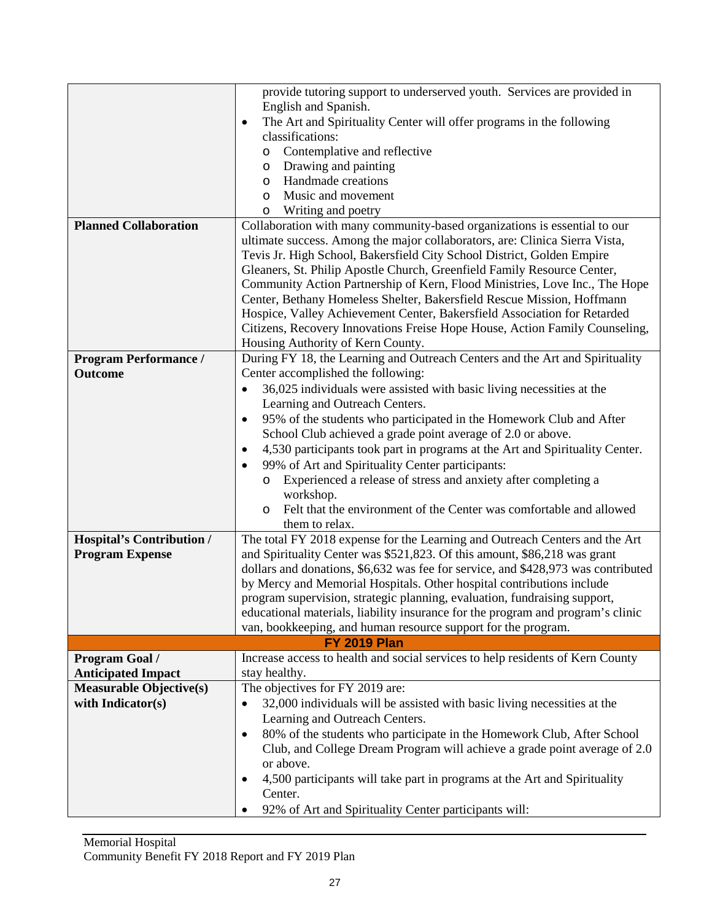| | |
|---|---|
| | provide tutoring support to underserved youth. Services are provided in English and Spanish.<br>• The Art and Spirituality Center will offer programs in the following classifications:<br>  o Contemplative and reflective<br>  o Drawing and painting<br>  o Handmade creations<br>  o Music and movement<br>  o Writing and poetry |
| **Planned Collaboration** | Collaboration with many community-based organizations is essential to our ultimate success. Among the major collaborators, are: Clinica Sierra Vista, Tevis Jr. High School, Bakersfield City School District, Golden Empire Gleaners, St. Philip Apostle Church, Greenfield Family Resource Center, Community Action Partnership of Kern, Flood Ministries, Love Inc., The Hope Center, Bethany Homeless Shelter, Bakersfield Rescue Mission, Hoffmann Hospice, Valley Achievement Center, Bakersfield Association for Retarded Citizens, Recovery Innovations Freise Hope House, Action Family Counseling, Housing Authority of Kern County. |
| **Program Performance / Outcome** | During FY 18, the Learning and Outreach Centers and the Art and Spirituality Center accomplished the following:<br>• 36,025 individuals were assisted with basic living necessities at the Learning and Outreach Centers.<br>• 95% of the students who participated in the Homework Club and After School Club achieved a grade point average of 2.0 or above.<br>• 4,530 participants took part in programs at the Art and Spirituality Center.<br>• 99% of Art and Spirituality Center participants:<br>  o Experienced a release of stress and anxiety after completing a workshop.<br>  o Felt that the environment of the Center was comfortable and allowed them to relax. |
| **Hospital's Contribution / Program Expense** | The total FY 2018 expense for the Learning and Outreach Centers and the Art and Spirituality Center was $521,823. Of this amount, $86,218 was grant dollars and donations, $6,632 was fee for service, and $428,973 was contributed by Mercy and Memorial Hospitals. Other hospital contributions include program supervision, strategic planning, evaluation, fundraising support, educational materials, liability insurance for the program and program's clinic van, bookkeeping, and human resource support for the program. |
| **FY 2019 Plan** | |
| **Program Goal / Anticipated Impact** | Increase access to health and social services to help residents of Kern County stay healthy. |
| **Measurable Objective(s) with Indicator(s)** | The objectives for FY 2019 are:<br>• 32,000 individuals will be assisted with basic living necessities at the Learning and Outreach Centers.<br>• 80% of the students who participate in the Homework Club, After School Club, and College Dream Program will achieve a grade point average of 2.0 or above.<br>• 4,500 participants will take part in programs at the Art and Spirituality Center.<br>• 92% of Art and Spirituality Center participants will: |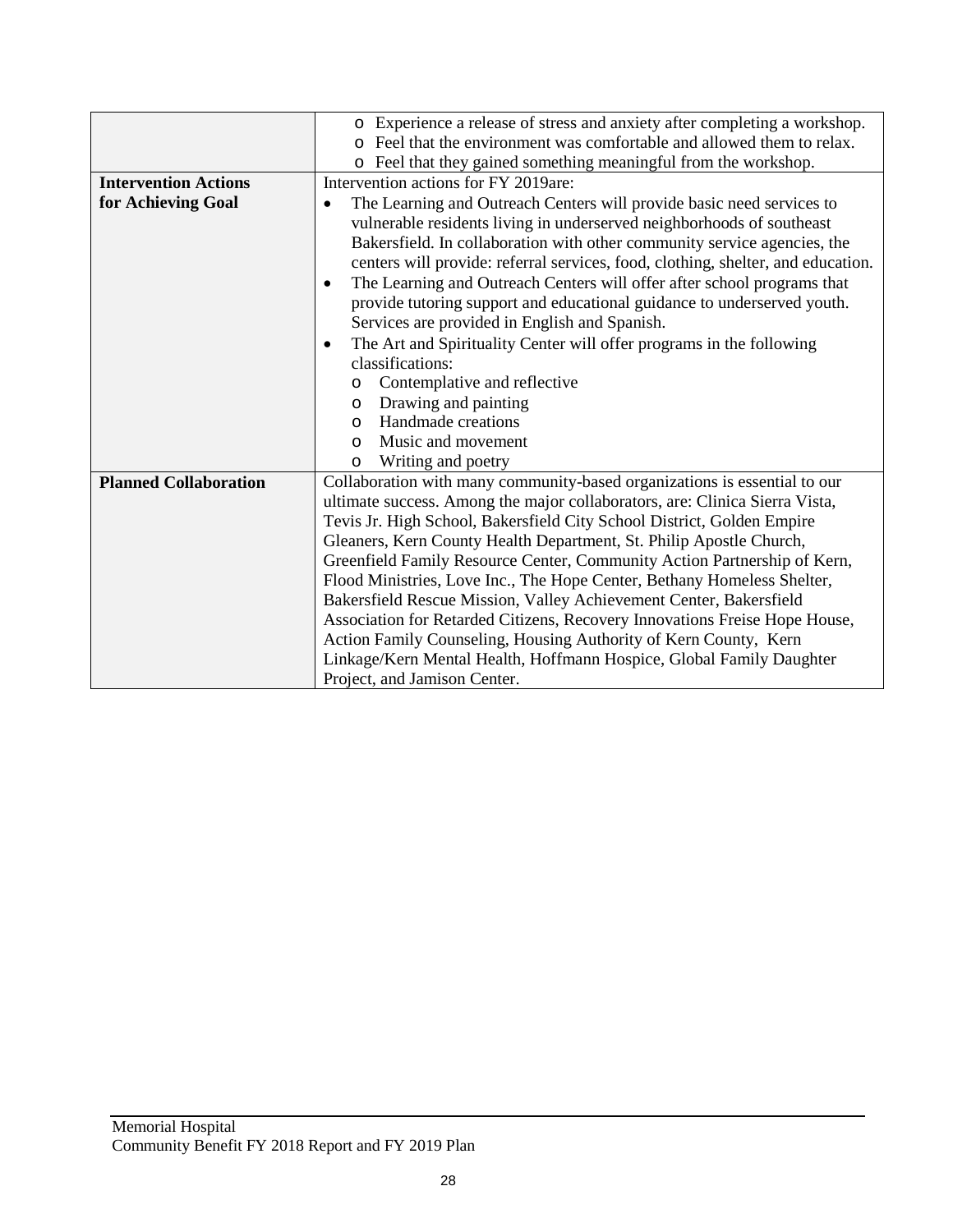| | |
|---|---|
| | ◦ Experience a release of stress and anxiety after completing a workshop.<br>◦ Feel that the environment was comfortable and allowed them to relax.<br>◦ Feel that they gained something meaningful from the workshop. |
| **Intervention Actions for Achieving Goal** | Intervention actions for FY 2019are:<br>• The Learning and Outreach Centers will provide basic need services to vulnerable residents living in underserved neighborhoods of southeast Bakersfield. In collaboration with other community service agencies, the centers will provide: referral services, food, clothing, shelter, and education.<br>• The Learning and Outreach Centers will offer after school programs that provide tutoring support and educational guidance to underserved youth. Services are provided in English and Spanish.<br>• The Art and Spirituality Center will offer programs in the following classifications:<br>◦ Contemplative and reflective<br>◦ Drawing and painting<br>◦ Handmade creations<br>◦ Music and movement<br>◦ Writing and poetry |
| **Planned Collaboration** | Collaboration with many community-based organizations is essential to our ultimate success. Among the major collaborators, are: Clinica Sierra Vista, Tevis Jr. High School, Bakersfield City School District, Golden Empire Gleaners, Kern County Health Department, St. Philip Apostle Church, Greenfield Family Resource Center, Community Action Partnership of Kern, Flood Ministries, Love Inc., The Hope Center, Bethany Homeless Shelter, Bakersfield Rescue Mission, Valley Achievement Center, Bakersfield Association for Retarded Citizens, Recovery Innovations Freise Hope House, Action Family Counseling, Housing Authority of Kern County, Kern Linkage/Kern Mental Health, Hoffmann Hospice, Global Family Daughter Project, and Jamison Center. |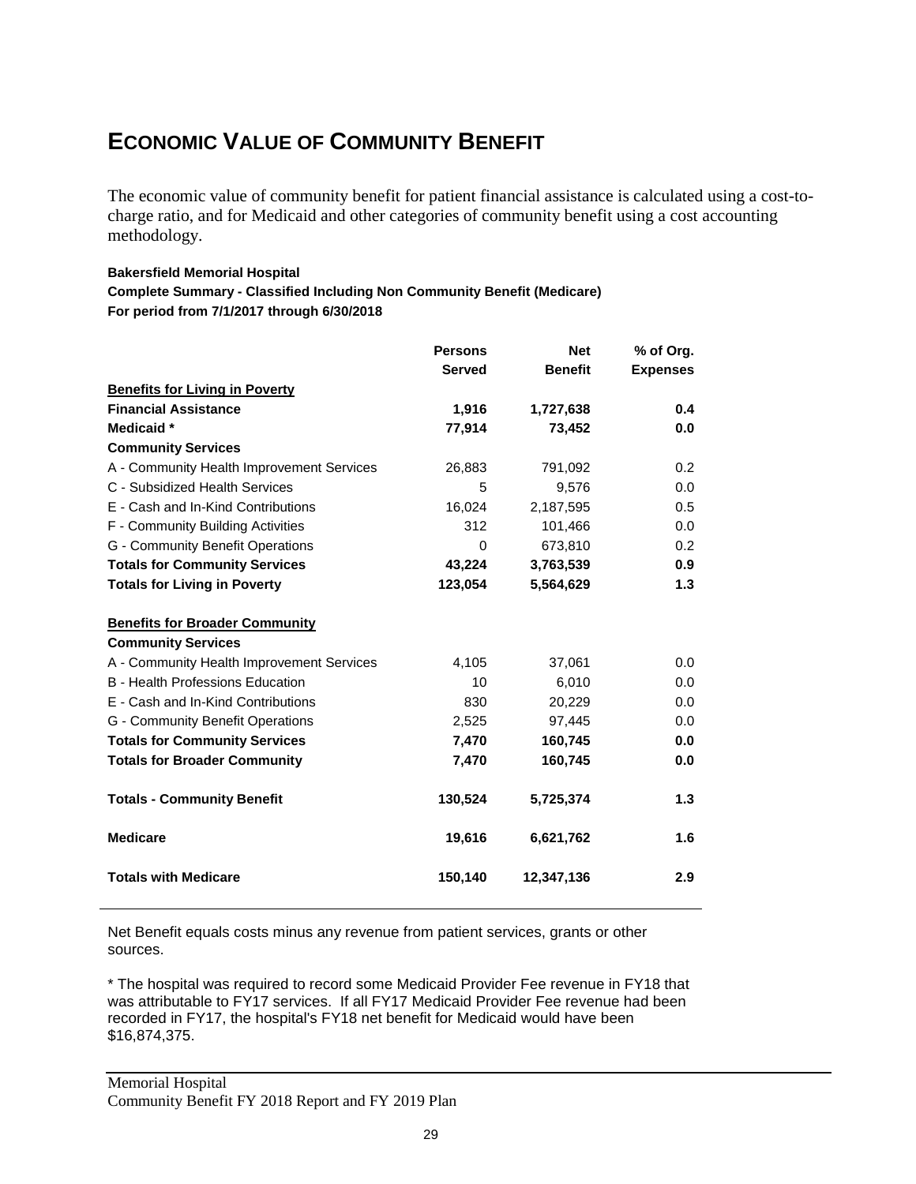# ECONOMIC VALUE OF COMMUNITY BENEFIT

The economic value of community benefit for patient financial assistance is calculated using a cost-to-charge ratio, and for Medicaid and other categories of community benefit using a cost accounting methodology.

**Bakersfield Memorial Hospital**
**Complete Summary - Classified Including Non Community Benefit (Medicare)**
**For period from 7/1/2017 through 6/30/2018**

| | Persons Served | Net Benefit | % of Org. Expenses |
|---|---|---|---|
| **Benefits for Living in Poverty** | | | |
| **Financial Assistance** | **1,916** | **1,727,638** | **0.4** |
| **Medicaid *** | **77,914** | **73,452** | **0.0** |
| **Community Services** | | | |
| A - Community Health Improvement Services | 26,883 | 791,092 | 0.2 |
| C - Subsidized Health Services | 5 | 9,576 | 0.0 |
| E - Cash and In-Kind Contributions | 16,024 | 2,187,595 | 0.5 |
| F - Community Building Activities | 312 | 101,466 | 0.0 |
| G - Community Benefit Operations | 0 | 673,810 | 0.2 |
| **Totals for Community Services** | **43,224** | **3,763,539** | **0.9** |
| **Totals for Living in Poverty** | **123,054** | **5,564,629** | **1.3** |
| **Benefits for Broader Community** | | | |
| **Community Services** | | | |
| A - Community Health Improvement Services | 4,105 | 37,061 | 0.0 |
| B - Health Professions Education | 10 | 6,010 | 0.0 |
| E - Cash and In-Kind Contributions | 830 | 20,229 | 0.0 |
| G - Community Benefit Operations | 2,525 | 97,445 | 0.0 |
| **Totals for Community Services** | **7,470** | **160,745** | **0.0** |
| **Totals for Broader Community** | **7,470** | **160,745** | **0.0** |
| **Totals - Community Benefit** | **130,524** | **5,725,374** | **1.3** |
| **Medicare** | **19,616** | **6,621,762** | **1.6** |
| **Totals with Medicare** | **150,140** | **12,347,136** | **2.9** |

Net Benefit equals costs minus any revenue from patient services, grants or other sources.

* The hospital was required to record some Medicaid Provider Fee revenue in FY18 that was attributable to FY17 services. If all FY17 Medicaid Provider Fee revenue had been recorded in FY17, the hospital's FY18 net benefit for Medicaid would have been $16,874,375.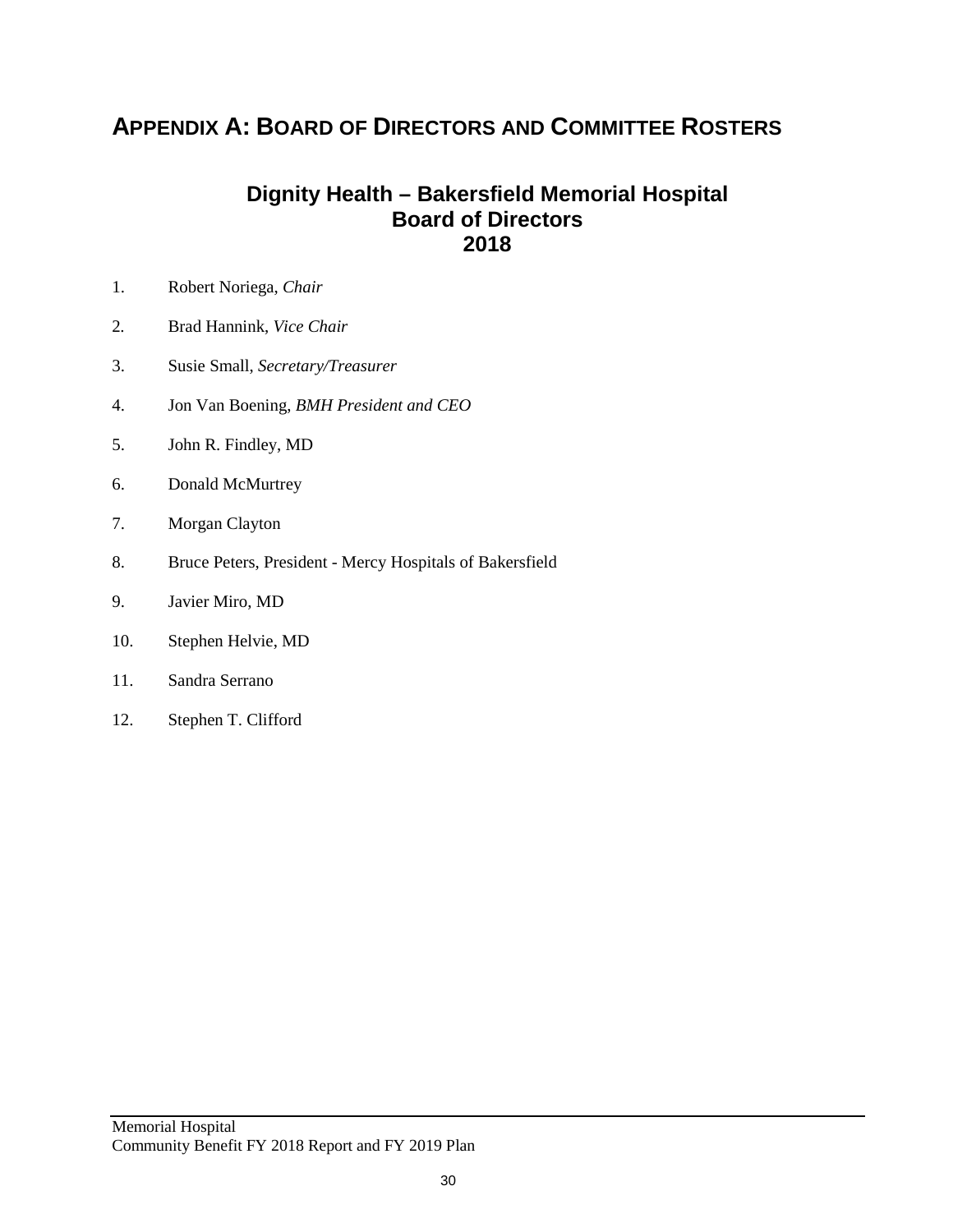# Appendix A: Board of Directors and Committee Rosters

## Dignity Health – Bakersfield Memorial Hospital
## Board of Directors
## 2018

1. Robert Noriega, *Chair*
2. Brad Hannink, *Vice Chair*
3. Susie Small, *Secretary/Treasurer*
4. Jon Van Boening, *BMH President and CEO*
5. John R. Findley, MD
6. Donald McMurtrey
7. Morgan Clayton
8. Bruce Peters, President - Mercy Hospitals of Bakersfield
9. Javier Miro, MD
10. Stephen Helvie, MD
11. Sandra Serrano
12. Stephen T. Clifford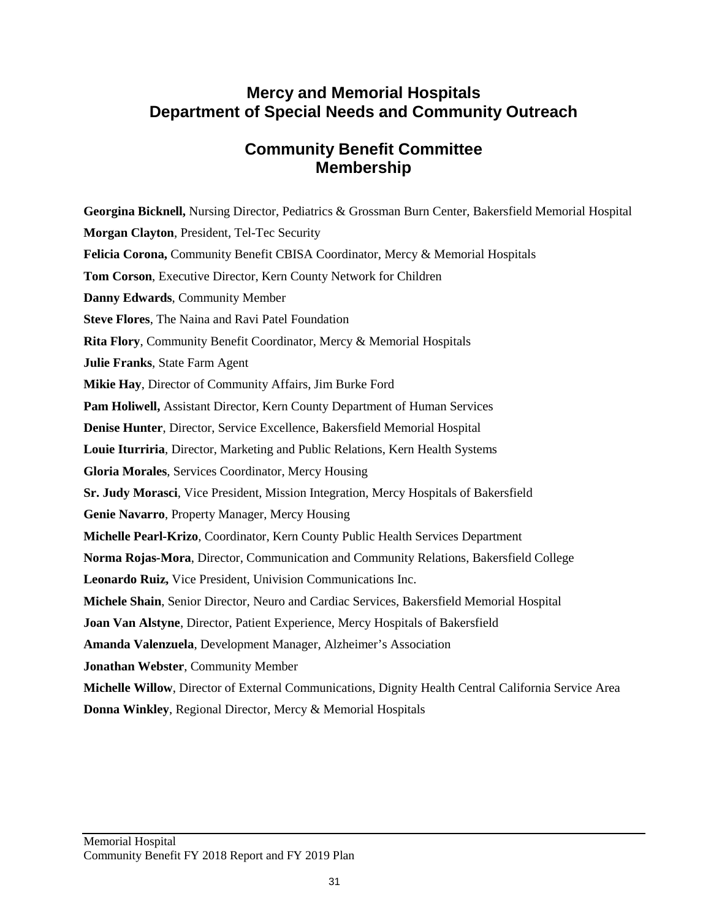# Mercy and Memorial Hospitals
# Department of Special Needs and Community Outreach

## Community Benefit Committee Membership

**Georgina Bicknell,** Nursing Director, Pediatrics & Grossman Burn Center, Bakersfield Memorial Hospital

**Morgan Clayton**, President, Tel-Tec Security

**Felicia Corona,** Community Benefit CBISA Coordinator, Mercy & Memorial Hospitals

**Tom Corson**, Executive Director, Kern County Network for Children

**Danny Edwards**, Community Member

**Steve Flores**, The Naina and Ravi Patel Foundation

**Rita Flory**, Community Benefit Coordinator, Mercy & Memorial Hospitals

**Julie Franks**, State Farm Agent

**Mikie Hay**, Director of Community Affairs, Jim Burke Ford

**Pam Holiwell,** Assistant Director, Kern County Department of Human Services

**Denise Hunter**, Director, Service Excellence, Bakersfield Memorial Hospital

**Louie Iturriria**, Director, Marketing and Public Relations, Kern Health Systems

**Gloria Morales**, Services Coordinator, Mercy Housing

**Sr. Judy Morasci**, Vice President, Mission Integration, Mercy Hospitals of Bakersfield

**Genie Navarro**, Property Manager, Mercy Housing

**Michelle Pearl-Krizo**, Coordinator, Kern County Public Health Services Department

**Norma Rojas-Mora**, Director, Communication and Community Relations, Bakersfield College

**Leonardo Ruiz,** Vice President, Univision Communications Inc.

**Michele Shain**, Senior Director, Neuro and Cardiac Services, Bakersfield Memorial Hospital

**Joan Van Alstyne**, Director, Patient Experience, Mercy Hospitals of Bakersfield

**Amanda Valenzuela**, Development Manager, Alzheimer's Association

**Jonathan Webster**, Community Member

**Michelle Willow**, Director of External Communications, Dignity Health Central California Service Area

**Donna Winkley**, Regional Director, Mercy & Memorial Hospitals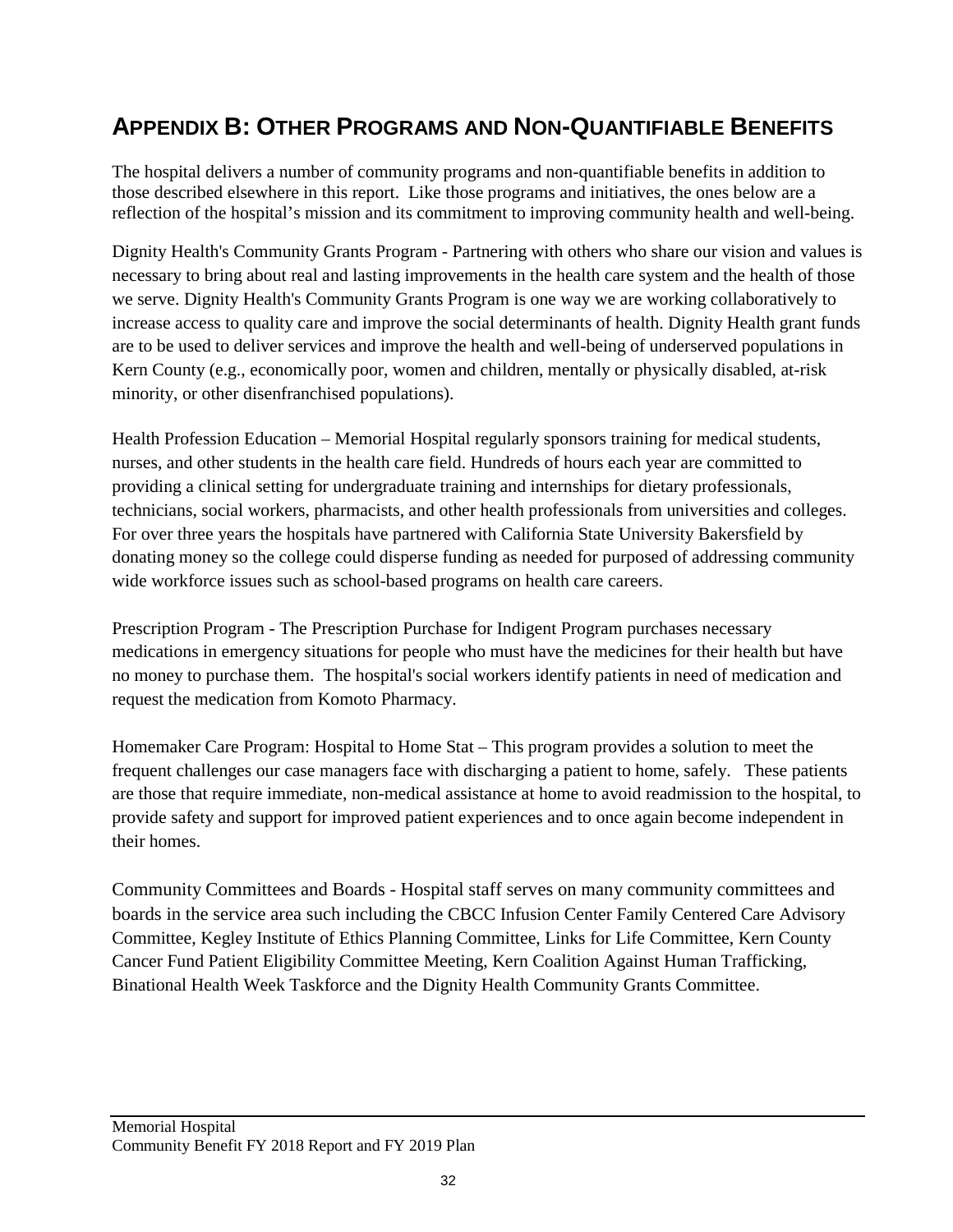## APPENDIX B: OTHER PROGRAMS AND NON-QUANTIFIABLE BENEFITS

The hospital delivers a number of community programs and non-quantifiable benefits in addition to those described elsewhere in this report. Like those programs and initiatives, the ones below are a reflection of the hospital's mission and its commitment to improving community health and well-being.

Dignity Health's Community Grants Program - Partnering with others who share our vision and values is necessary to bring about real and lasting improvements in the health care system and the health of those we serve. Dignity Health's Community Grants Program is one way we are working collaboratively to increase access to quality care and improve the social determinants of health. Dignity Health grant funds are to be used to deliver services and improve the health and well-being of underserved populations in Kern County (e.g., economically poor, women and children, mentally or physically disabled, at-risk minority, or other disenfranchised populations).

Health Profession Education – Memorial Hospital regularly sponsors training for medical students, nurses, and other students in the health care field. Hundreds of hours each year are committed to providing a clinical setting for undergraduate training and internships for dietary professionals, technicians, social workers, pharmacists, and other health professionals from universities and colleges. For over three years the hospitals have partnered with California State University Bakersfield by donating money so the college could disperse funding as needed for purposed of addressing community wide workforce issues such as school-based programs on health care careers.

Prescription Program - The Prescription Purchase for Indigent Program purchases necessary medications in emergency situations for people who must have the medicines for their health but have no money to purchase them. The hospital's social workers identify patients in need of medication and request the medication from Komoto Pharmacy.

Homemaker Care Program: Hospital to Home Stat – This program provides a solution to meet the frequent challenges our case managers face with discharging a patient to home, safely. These patients are those that require immediate, non-medical assistance at home to avoid readmission to the hospital, to provide safety and support for improved patient experiences and to once again become independent in their homes.

Community Committees and Boards - Hospital staff serves on many community committees and boards in the service area such including the CBCC Infusion Center Family Centered Care Advisory Committee, Kegley Institute of Ethics Planning Committee, Links for Life Committee, Kern County Cancer Fund Patient Eligibility Committee Meeting, Kern Coalition Against Human Trafficking, Binational Health Week Taskforce and the Dignity Health Community Grants Committee.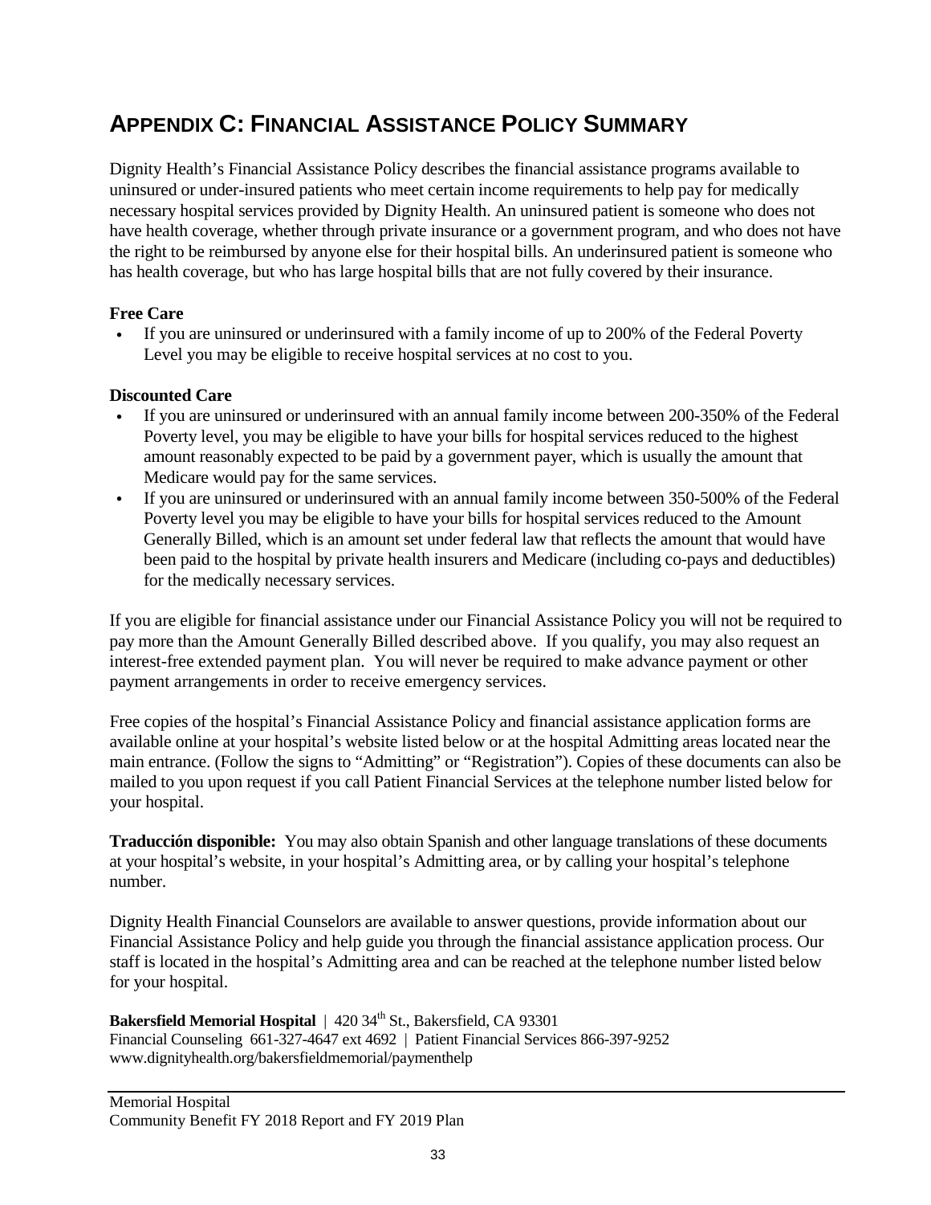# APPENDIX C: FINANCIAL ASSISTANCE POLICY SUMMARY

Dignity Health's Financial Assistance Policy describes the financial assistance programs available to uninsured or under-insured patients who meet certain income requirements to help pay for medically necessary hospital services provided by Dignity Health. An uninsured patient is someone who does not have health coverage, whether through private insurance or a government program, and who does not have the right to be reimbursed by anyone else for their hospital bills. An underinsured patient is someone who has health coverage, but who has large hospital bills that are not fully covered by their insurance.

**Free Care**

- If you are uninsured or underinsured with a family income of up to 200% of the Federal Poverty Level you may be eligible to receive hospital services at no cost to you.

**Discounted Care**

- If you are uninsured or underinsured with an annual family income between 200-350% of the Federal Poverty level, you may be eligible to have your bills for hospital services reduced to the highest amount reasonably expected to be paid by a government payer, which is usually the amount that Medicare would pay for the same services.
- If you are uninsured or underinsured with an annual family income between 350-500% of the Federal Poverty level you may be eligible to have your bills for hospital services reduced to the Amount Generally Billed, which is an amount set under federal law that reflects the amount that would have been paid to the hospital by private health insurers and Medicare (including co-pays and deductibles) for the medically necessary services.

If you are eligible for financial assistance under our Financial Assistance Policy you will not be required to pay more than the Amount Generally Billed described above. If you qualify, you may also request an interest-free extended payment plan. You will never be required to make advance payment or other payment arrangements in order to receive emergency services.

Free copies of the hospital's Financial Assistance Policy and financial assistance application forms are available online at your hospital's website listed below or at the hospital Admitting areas located near the main entrance. (Follow the signs to "Admitting" or "Registration"). Copies of these documents can also be mailed to you upon request if you call Patient Financial Services at the telephone number listed below for your hospital.

**Traducción disponible:** You may also obtain Spanish and other language translations of these documents at your hospital's website, in your hospital's Admitting area, or by calling your hospital's telephone number.

Dignity Health Financial Counselors are available to answer questions, provide information about our Financial Assistance Policy and help guide you through the financial assistance application process. Our staff is located in the hospital's Admitting area and can be reached at the telephone number listed below for your hospital.

**Bakersfield Memorial Hospital** | 420 34th St., Bakersfield, CA 93301
Financial Counseling 661-327-4647 ext 4692 | Patient Financial Services 866-397-9252
www.dignityhealth.org/bakersfieldmemorial/paymenthelp